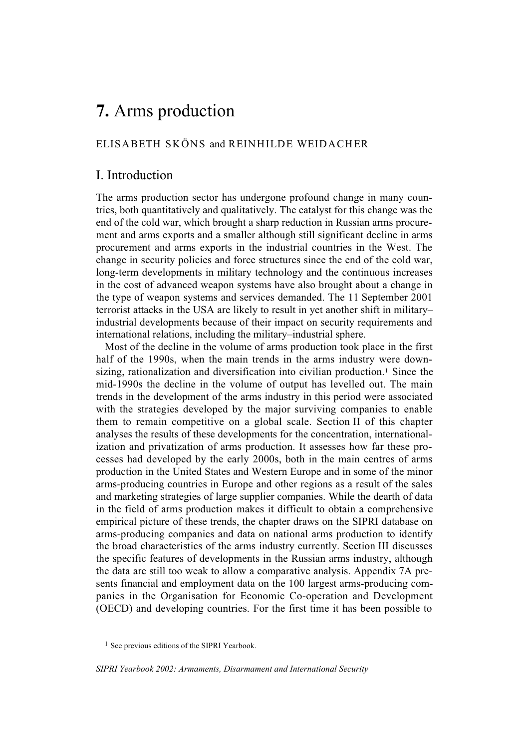# 7. Arms production

ELISABETH SKÖNS and REINHILDE WEIDACHER

## I. Introduction

The arms production sector has undergone profound change in many countries, both quantitatively and qualitatively. The catalyst for this change was the end of the cold war, which brought a sharp reduction in Russian arms procurement and arms exports and a smaller although still significant decline in arms procurement and arms exports in the industrial countries in the West. The change in security policies and force structures since the end of the cold war, long-term developments in military technology and the continuous increases in the cost of advanced weapon systems have also brought about a change in the type of weapon systems and services demanded. The 11 September 2001 terrorist attacks in the USA are likely to result in yet another shift in military–industrial developments because of their impact on security requirements and international relations, including the military–industrial sphere.

Most of the decline in the volume of arms production took place in the first half of the 1990s, when the main trends in the arms industry were downsizing, rationalization and diversification into civilian production.[1] Since the mid-1990s the decline in the volume of output has levelled out. The main trends in the development of the arms industry in this period were associated with the strategies developed by the major surviving companies to enable them to remain competitive on a global scale. Section II of this chapter analyses the results of these developments for the concentration, internationalization and privatization of arms production. It assesses how far these processes had developed by the early 2000s, both in the main centres of arms production in the United States and Western Europe and in some of the minor arms-producing countries in Europe and other regions as a result of the sales and marketing strategies of large supplier companies. While the dearth of data in the field of arms production makes it difficult to obtain a comprehensive empirical picture of these trends, the chapter draws on the SIPRI database on arms-producing companies and data on national arms production to identify the broad characteristics of the arms industry currently. Section III discusses the specific features of developments in the Russian arms industry, although the data are still too weak to allow a comparative analysis. Appendix 7A presents financial and employment data on the 100 largest arms-producing companies in the Organisation for Economic Co-operation and Development (OECD) and developing countries. For the first time it has been possible to

[1] See previous editions of the SIPRI Yearbook.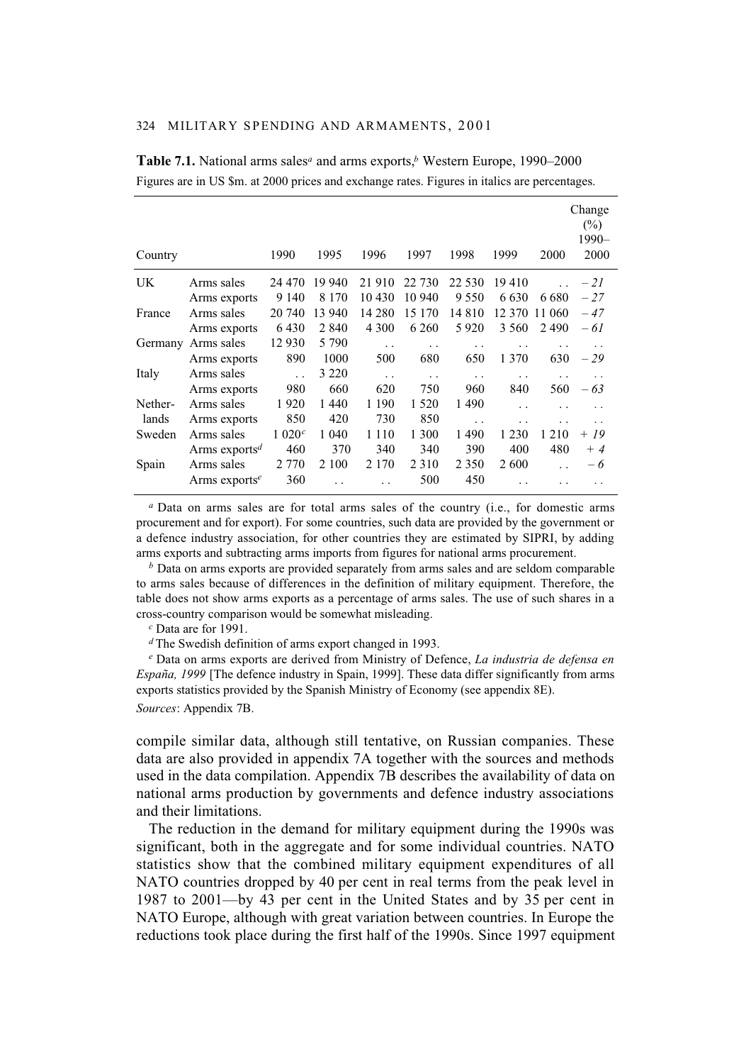**Table 7.1.** National arms sales[a] and arms exports,[b] Western Europe, 1990–2000

Figures are in US $m. at 2000 prices and exchange rates. Figures in italics are percentages.

| Country | | 1990 | 1995 | 1996 | 1997 | 1998 | 1999 | 2000 | Change (%) 1990–2000 |
|---|---|---|---|---|---|---|---|---|---|
| UK | Arms sales | 24 470 | 19 940 | 21 910 | 22 730 | 22 530 | 19 410 | . . | *– 21* |
| | Arms exports | 9 140 | 8 170 | 10 430 | 10 940 | 9 550 | 6 630 | 6 680 | *– 27* |
| France | Arms sales | 20 740 | 13 940 | 14 280 | 15 170 | 14 810 | 12 370 | 11 060 | *– 47* |
| | Arms exports | 6 430 | 2 840 | 4 300 | 6 260 | 5 920 | 3 560 | 2 490 | *– 61* |
| Germany | Arms sales | 12 930 | 5 790 | . . | . . | . . | . . | . . | . . |
| | Arms exports | 890 | 1000 | 500 | 680 | 650 | 1 370 | 630 | *– 29* |
| Italy | Arms sales | . . | 3 220 | . . | . . | . . | . . | . . | . . |
| | Arms exports | 980 | 660 | 620 | 750 | 960 | 840 | 560 | *– 63* |
| Netherlands | Arms sales | 1 920 | 1 440 | 1 190 | 1 520 | 1 490 | . . | . . | . . |
| | Arms exports | 850 | 420 | 730 | 850 | . . | . . | . . | . . |
| Sweden | Arms sales | 1 020[c] | 1 040 | 1 110 | 1 300 | 1 490 | 1 230 | 1 210 | *+ 19* |
| | Arms exports[d] | 460 | 370 | 340 | 340 | 390 | 400 | 480 | *+ 4* |
| Spain | Arms sales | 2 770 | 2 100 | 2 170 | 2 310 | 2 350 | 2 600 | . . | *– 6* |
| | Arms exports[e] | 360 | . . | . . | 500 | 450 | . . | . . | . . |

[a] Data on arms sales are for total arms sales of the country (i.e., for domestic arms procurement and for export). For some countries, such data are provided by the government or a defence industry association, for other countries they are estimated by SIPRI, by adding arms exports and subtracting arms imports from figures for national arms procurement.

[b] Data on arms exports are provided separately from arms sales and are seldom comparable to arms sales because of differences in the definition of military equipment. Therefore, the table does not show arms exports as a percentage of arms sales. The use of such shares in a cross-country comparison would be somewhat misleading.

[c] Data are for 1991.

[d] The Swedish definition of arms export changed in 1993.

[e] Data on arms exports are derived from Ministry of Defence, *La industria de defensa en España, 1999* [The defence industry in Spain, 1999]. These data differ significantly from arms exports statistics provided by the Spanish Ministry of Economy (see appendix 8E).

*Sources*: Appendix 7B.

compile similar data, although still tentative, on Russian companies. These data are also provided in appendix 7A together with the sources and methods used in the data compilation. Appendix 7B describes the availability of data on national arms production by governments and defence industry associations and their limitations.

The reduction in the demand for military equipment during the 1990s was significant, both in the aggregate and for some individual countries. NATO statistics show that the combined military equipment expenditures of all NATO countries dropped by 40 per cent in real terms from the peak level in 1987 to 2001—by 43 per cent in the United States and by 35 per cent in NATO Europe, although with great variation between countries. In Europe the reductions took place during the first half of the 1990s. Since 1997 equipment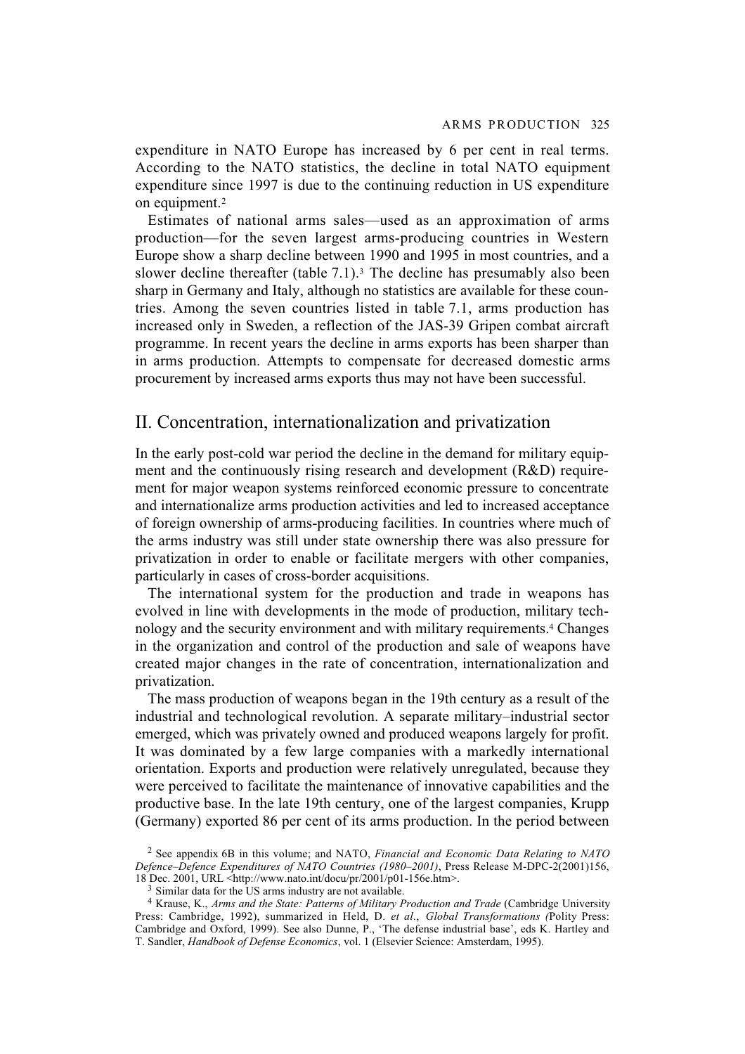expenditure in NATO Europe has increased by 6 per cent in real terms. According to the NATO statistics, the decline in total NATO equipment expenditure since 1997 is due to the continuing reduction in US expenditure on equipment.[2]

Estimates of national arms sales—used as an approximation of arms production—for the seven largest arms-producing countries in Western Europe show a sharp decline between 1990 and 1995 in most countries, and a slower decline thereafter (table 7.1).[3] The decline has presumably also been sharp in Germany and Italy, although no statistics are available for these countries. Among the seven countries listed in table 7.1, arms production has increased only in Sweden, a reflection of the JAS-39 Gripen combat aircraft programme. In recent years the decline in arms exports has been sharper than in arms production. Attempts to compensate for decreased domestic arms procurement by increased arms exports thus may not have been successful.

## II. Concentration, internationalization and privatization

In the early post-cold war period the decline in the demand for military equipment and the continuously rising research and development (R&D) requirement for major weapon systems reinforced economic pressure to concentrate and internationalize arms production activities and led to increased acceptance of foreign ownership of arms-producing facilities. In countries where much of the arms industry was still under state ownership there was also pressure for privatization in order to enable or facilitate mergers with other companies, particularly in cases of cross-border acquisitions.

The international system for the production and trade in weapons has evolved in line with developments in the mode of production, military technology and the security environment and with military requirements.[4] Changes in the organization and control of the production and sale of weapons have created major changes in the rate of concentration, internationalization and privatization.

The mass production of weapons began in the 19th century as a result of the industrial and technological revolution. A separate military–industrial sector emerged, which was privately owned and produced weapons largely for profit. It was dominated by a few large companies with a markedly international orientation. Exports and production were relatively unregulated, because they were perceived to facilitate the maintenance of innovative capabilities and the productive base. In the late 19th century, one of the largest companies, Krupp (Germany) exported 86 per cent of its arms production. In the period between

---

[2] See appendix 6B in this volume; and NATO, *Financial and Economic Data Relating to NATO Defence–Defence Expenditures of NATO Countries (1980–2001)*, Press Release M-DPC-2(2001)156, 18 Dec. 2001, URL <http://www.nato.int/docu/pr/2001/p01-156e.htm>.

[3] Similar data for the US arms industry are not available.

[4] Krause, K., *Arms and the State: Patterns of Military Production and Trade* (Cambridge University Press: Cambridge, 1992), summarized in Held, D. *et al*., *Global Transformations (*Polity Press: Cambridge and Oxford, 1999). See also Dunne, P., 'The defence industrial base', eds K. Hartley and T. Sandler, *Handbook of Defense Economics*, vol. 1 (Elsevier Science: Amsterdam, 1995).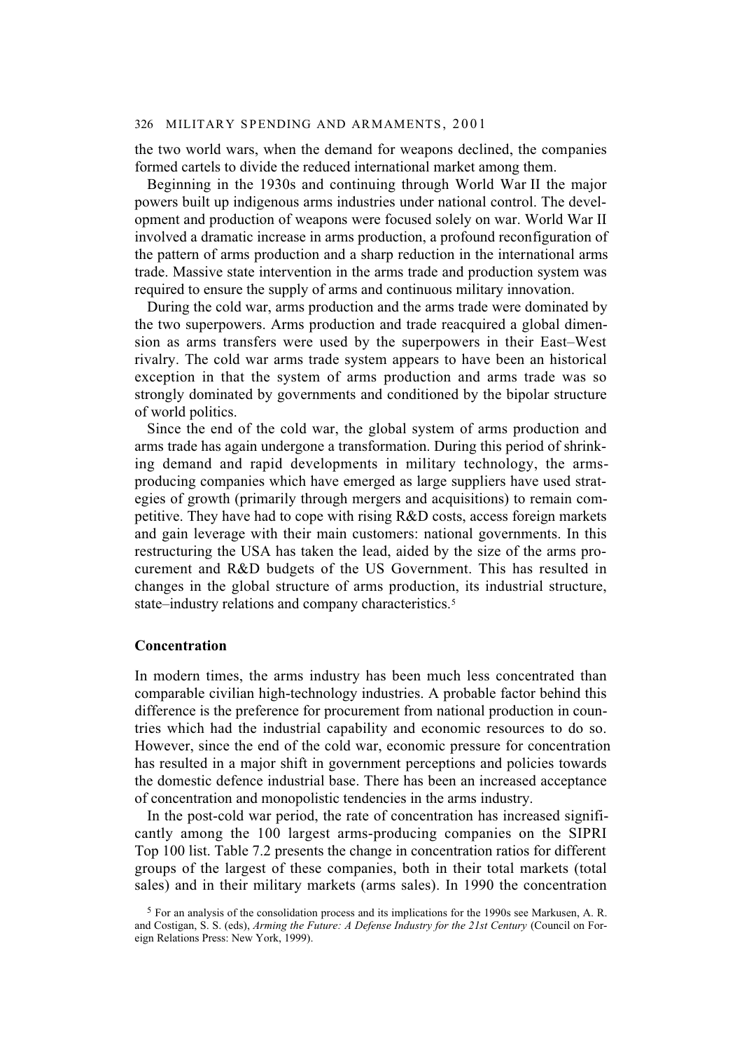the two world wars, when the demand for weapons declined, the companies formed cartels to divide the reduced international market among them.

Beginning in the 1930s and continuing through World War II the major powers built up indigenous arms industries under national control. The development and production of weapons were focused solely on war. World War II involved a dramatic increase in arms production, a profound reconfiguration of the pattern of arms production and a sharp reduction in the international arms trade. Massive state intervention in the arms trade and production system was required to ensure the supply of arms and continuous military innovation.

During the cold war, arms production and the arms trade were dominated by the two superpowers. Arms production and trade reacquired a global dimension as arms transfers were used by the superpowers in their East–West rivalry. The cold war arms trade system appears to have been an historical exception in that the system of arms production and arms trade was so strongly dominated by governments and conditioned by the bipolar structure of world politics.

Since the end of the cold war, the global system of arms production and arms trade has again undergone a transformation. During this period of shrinking demand and rapid developments in military technology, the arms-producing companies which have emerged as large suppliers have used strategies of growth (primarily through mergers and acquisitions) to remain competitive. They have had to cope with rising R&D costs, access foreign markets and gain leverage with their main customers: national governments. In this restructuring the USA has taken the lead, aided by the size of the arms procurement and R&D budgets of the US Government. This has resulted in changes in the global structure of arms production, its industrial structure, state–industry relations and company characteristics.[5]

### Concentration

In modern times, the arms industry has been much less concentrated than comparable civilian high-technology industries. A probable factor behind this difference is the preference for procurement from national production in countries which had the industrial capability and economic resources to do so. However, since the end of the cold war, economic pressure for concentration has resulted in a major shift in government perceptions and policies towards the domestic defence industrial base. There has been an increased acceptance of concentration and monopolistic tendencies in the arms industry.

In the post-cold war period, the rate of concentration has increased significantly among the 100 largest arms-producing companies on the SIPRI Top 100 list. Table 7.2 presents the change in concentration ratios for different groups of the largest of these companies, both in their total markets (total sales) and in their military markets (arms sales). In 1990 the concentration

[5] For an analysis of the consolidation process and its implications for the 1990s see Markusen, A. R. and Costigan, S. S. (eds), *Arming the Future: A Defense Industry for the 21st Century* (Council on Foreign Relations Press: New York, 1999).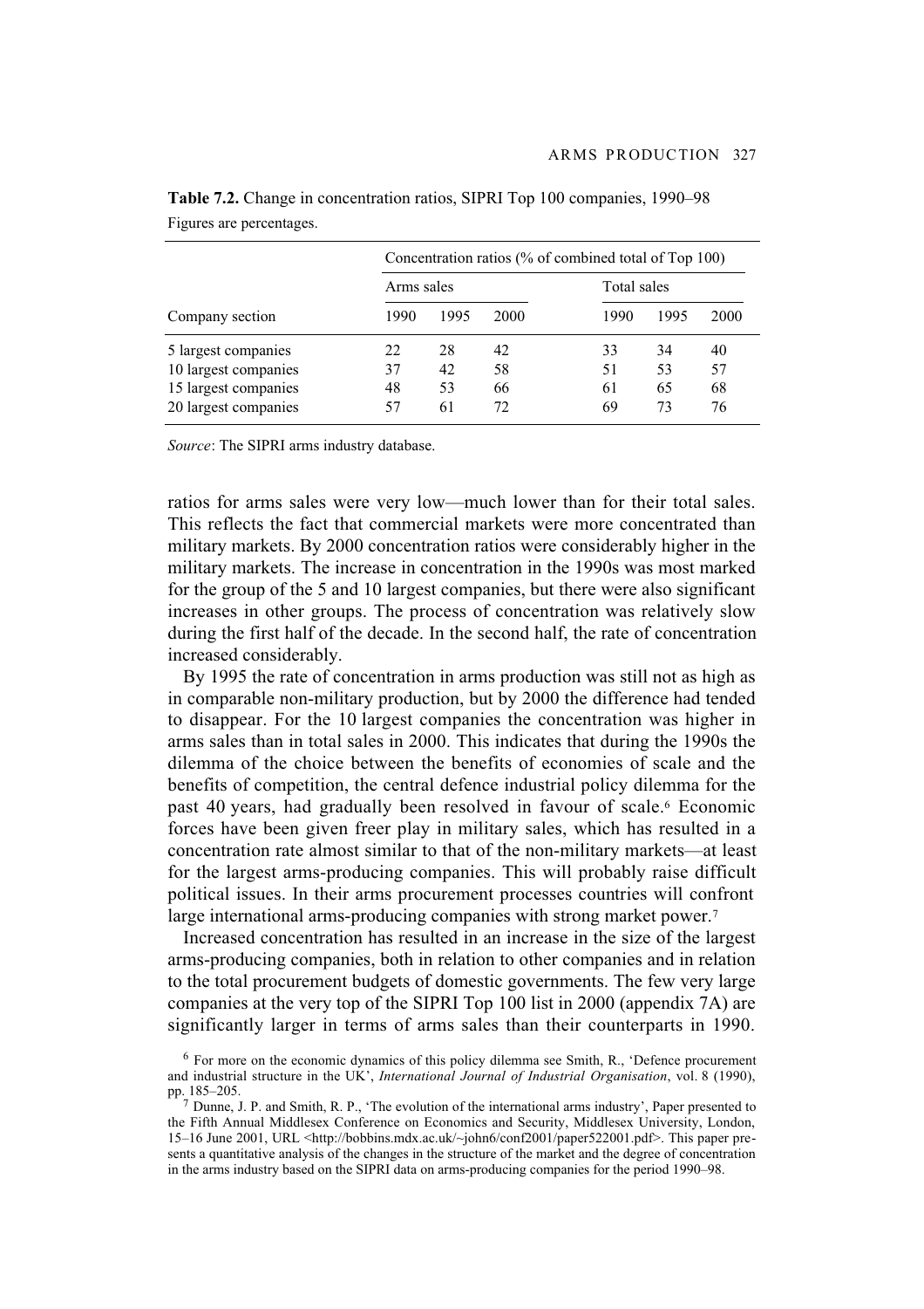**Table 7.2.** Change in concentration ratios, SIPRI Top 100 companies, 1990–98

Figures are percentages.

| | Concentration ratios (% of combined total of Top 100) | | | | | |
|---|---|---|---|---|---|---|
| | Arms sales | | | Total sales | | |
| Company section | 1990 | 1995 | 2000 | 1990 | 1995 | 2000 |
| 5 largest companies | 22 | 28 | 42 | 33 | 34 | 40 |
| 10 largest companies | 37 | 42 | 58 | 51 | 53 | 57 |
| 15 largest companies | 48 | 53 | 66 | 61 | 65 | 68 |
| 20 largest companies | 57 | 61 | 72 | 69 | 73 | 76 |

*Source*: The SIPRI arms industry database.

ratios for arms sales were very low—much lower than for their total sales. This reflects the fact that commercial markets were more concentrated than military markets. By 2000 concentration ratios were considerably higher in the military markets. The increase in concentration in the 1990s was most marked for the group of the 5 and 10 largest companies, but there were also significant increases in other groups. The process of concentration was relatively slow during the first half of the decade. In the second half, the rate of concentration increased considerably.

By 1995 the rate of concentration in arms production was still not as high as in comparable non-military production, but by 2000 the difference had tended to disappear. For the 10 largest companies the concentration was higher in arms sales than in total sales in 2000. This indicates that during the 1990s the dilemma of the choice between the benefits of economies of scale and the benefits of competition, the central defence industrial policy dilemma for the past 40 years, had gradually been resolved in favour of scale.[6] Economic forces have been given freer play in military sales, which has resulted in a concentration rate almost similar to that of the non-military markets—at least for the largest arms-producing companies. This will probably raise difficult political issues. In their arms procurement processes countries will confront large international arms-producing companies with strong market power.[7]

Increased concentration has resulted in an increase in the size of the largest arms-producing companies, both in relation to other companies and in relation to the total procurement budgets of domestic governments. The few very large companies at the very top of the SIPRI Top 100 list in 2000 (appendix 7A) are significantly larger in terms of arms sales than their counterparts in 1990.

[6] For more on the economic dynamics of this policy dilemma see Smith, R., 'Defence procurement and industrial structure in the UK', *International Journal of Industrial Organisation*, vol. 8 (1990), pp. 185–205.

[7] Dunne, J. P. and Smith, R. P., 'The evolution of the international arms industry', Paper presented to the Fifth Annual Middlesex Conference on Economics and Security, Middlesex University, London, 15–16 June 2001, URL <http://bobbins.mdx.ac.uk/~john6/conf2001/paper522001.pdf>. This paper presents a quantitative analysis of the changes in the structure of the market and the degree of concentration in the arms industry based on the SIPRI data on arms-producing companies for the period 1990–98.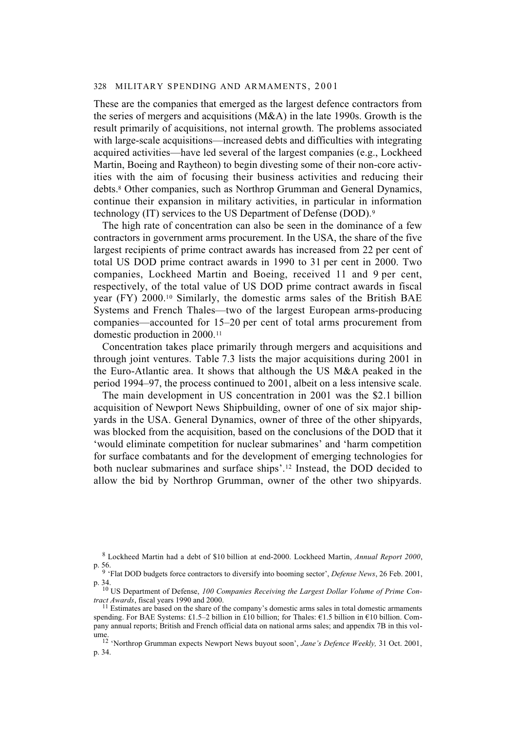These are the companies that emerged as the largest defence contractors from the series of mergers and acquisitions (M&A) in the late 1990s. Growth is the result primarily of acquisitions, not internal growth. The problems associated with large-scale acquisitions—increased debts and difficulties with integrating acquired activities—have led several of the largest companies (e.g., Lockheed Martin, Boeing and Raytheon) to begin divesting some of their non-core activities with the aim of focusing their business activities and reducing their debts.[8] Other companies, such as Northrop Grumman and General Dynamics, continue their expansion in military activities, in particular in information technology (IT) services to the US Department of Defense (DOD).[9]

The high rate of concentration can also be seen in the dominance of a few contractors in government arms procurement. In the USA, the share of the five largest recipients of prime contract awards has increased from 22 per cent of total US DOD prime contract awards in 1990 to 31 per cent in 2000. Two companies, Lockheed Martin and Boeing, received 11 and 9 per cent, respectively, of the total value of US DOD prime contract awards in fiscal year (FY) 2000.[10] Similarly, the domestic arms sales of the British BAE Systems and French Thales—two of the largest European arms-producing companies—accounted for 15–20 per cent of total arms procurement from domestic production in 2000.[11]

Concentration takes place primarily through mergers and acquisitions and through joint ventures. Table 7.3 lists the major acquisitions during 2001 in the Euro-Atlantic area. It shows that although the US M&A peaked in the period 1994–97, the process continued to 2001, albeit on a less intensive scale.

The main development in US concentration in 2001 was the $2.1 billion acquisition of Newport News Shipbuilding, owner of one of six major shipyards in the USA. General Dynamics, owner of three of the other shipyards, was blocked from the acquisition, based on the conclusions of the DOD that it 'would eliminate competition for nuclear submarines' and 'harm competition for surface combatants and for the development of emerging technologies for both nuclear submarines and surface ships'.[12] Instead, the DOD decided to allow the bid by Northrop Grumman, owner of the other two shipyards.

---

[8] Lockheed Martin had a debt of $10 billion at end-2000. Lockheed Martin, *Annual Report 2000*, p. 56.

[9] 'Flat DOD budgets force contractors to diversify into booming sector', *Defense News*, 26 Feb. 2001, p. 34.

[10] US Department of Defense, *100 Companies Receiving the Largest Dollar Volume of Prime Contract Awards*, fiscal years 1990 and 2000.

[11] Estimates are based on the share of the company's domestic arms sales in total domestic armaments spending. For BAE Systems: £1.5–2 billion in £10 billion; for Thales: €1.5 billion in €10 billion. Company annual reports; British and French official data on national arms sales; and appendix 7B in this volume.

[12] 'Northrop Grumman expects Newport News buyout soon', *Jane's Defence Weekly,* 31 Oct. 2001, p. 34.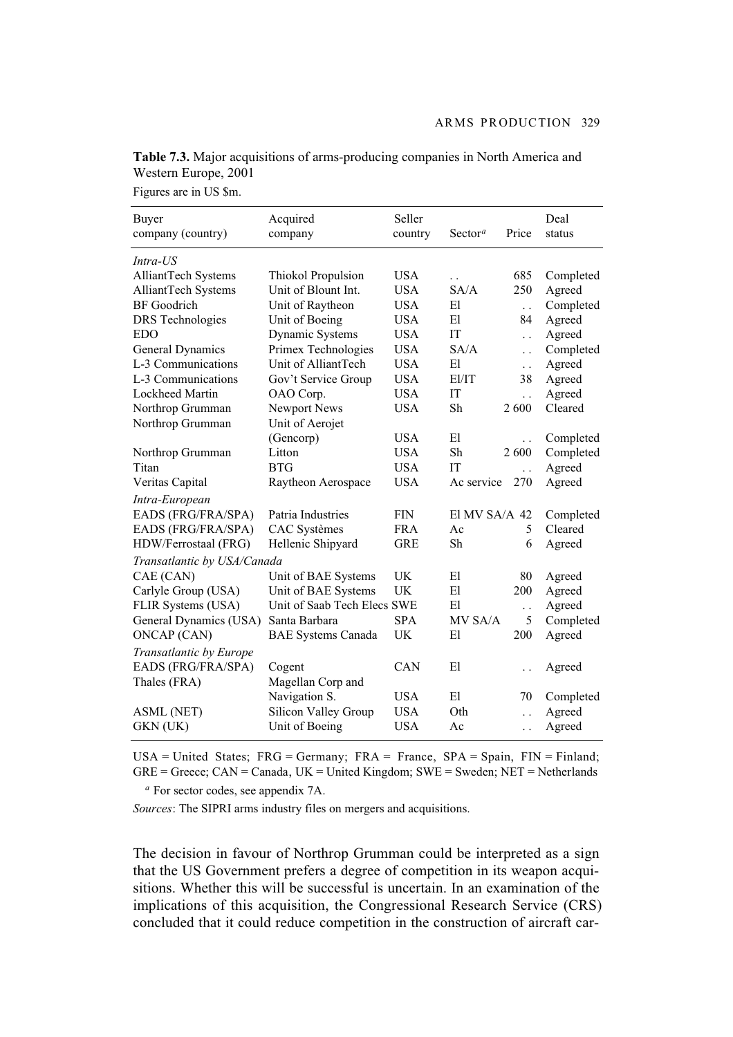**Table 7.3.** Major acquisitions of arms-producing companies in North America and Western Europe, 2001

Figures are in US $m.

| Buyer company (country) | Acquired company | Seller country | Sector[a] | Price | Deal status |
|---|---|---|---|---|---|
| *Intra-US* | | | | | |
| AlliantTech Systems | Thiokol Propulsion | USA | . . | 685 | Completed |
| AlliantTech Systems | Unit of Blount Int. | USA | SA/A | 250 | Agreed |
| BF Goodrich | Unit of Raytheon | USA | El | . . | Completed |
| DRS Technologies | Unit of Boeing | USA | El | 84 | Agreed |
| EDO | Dynamic Systems | USA | IT | . . | Agreed |
| General Dynamics | Primex Technologies | USA | SA/A | . . | Completed |
| L-3 Communications | Unit of AlliantTech | USA | El | . . | Agreed |
| L-3 Communications | Gov't Service Group | USA | El/IT | 38 | Agreed |
| Lockheed Martin | OAO Corp. | USA | IT | . . | Agreed |
| Northrop Grumman | Newport News | USA | Sh | 2 600 | Cleared |
| Northrop Grumman | Unit of Aerojet (Gencorp) | USA | El | . . | Completed |
| Northrop Grumman | Litton | USA | Sh | 2 600 | Completed |
| Titan | BTG | USA | IT | . . | Agreed |
| Veritas Capital | Raytheon Aerospace | USA | Ac service | 270 | Agreed |
| *Intra-European* | | | | | |
| EADS (FRG/FRA/SPA) | Patria Industries | FIN | El MV SA/A | 42 | Completed |
| EADS (FRG/FRA/SPA) | CAC Systèmes | FRA | Ac | 5 | Cleared |
| HDW/Ferrostaal (FRG) | Hellenic Shipyard | GRE | Sh | 6 | Agreed |
| *Transatlantic by USA/Canada* | | | | | |
| CAE (CAN) | Unit of BAE Systems | UK | El | 80 | Agreed |
| Carlyle Group (USA) | Unit of BAE Systems | UK | El | 200 | Agreed |
| FLIR Systems (USA) | Unit of Saab Tech Elecs | SWE | El | . . | Agreed |
| General Dynamics (USA) | Santa Barbara | SPA | MV SA/A | 5 | Completed |
| ONCAP (CAN) | BAE Systems Canada | UK | El | 200 | Agreed |
| *Transatlantic by Europe* | | | | | |
| EADS (FRG/FRA/SPA) | Cogent | CAN | El | . . | Agreed |
| Thales (FRA) | Magellan Corp and Navigation S. | USA | El | 70 | Completed |
| ASML (NET) | Silicon Valley Group | USA | Oth | . . | Agreed |
| GKN (UK) | Unit of Boeing | USA | Ac | . . | Agreed |

USA = United States; FRG = Germany; FRA = France, SPA = Spain, FIN = Finland; GRE = Greece; CAN = Canada, UK = United Kingdom; SWE = Sweden; NET = Netherlands

[a] For sector codes, see appendix 7A.

*Sources*: The SIPRI arms industry files on mergers and acquisitions.

The decision in favour of Northrop Grumman could be interpreted as a sign that the US Government prefers a degree of competition in its weapon acquisitions. Whether this will be successful is uncertain. In an examination of the implications of this acquisition, the Congressional Research Service (CRS) concluded that it could reduce competition in the construction of aircraft car-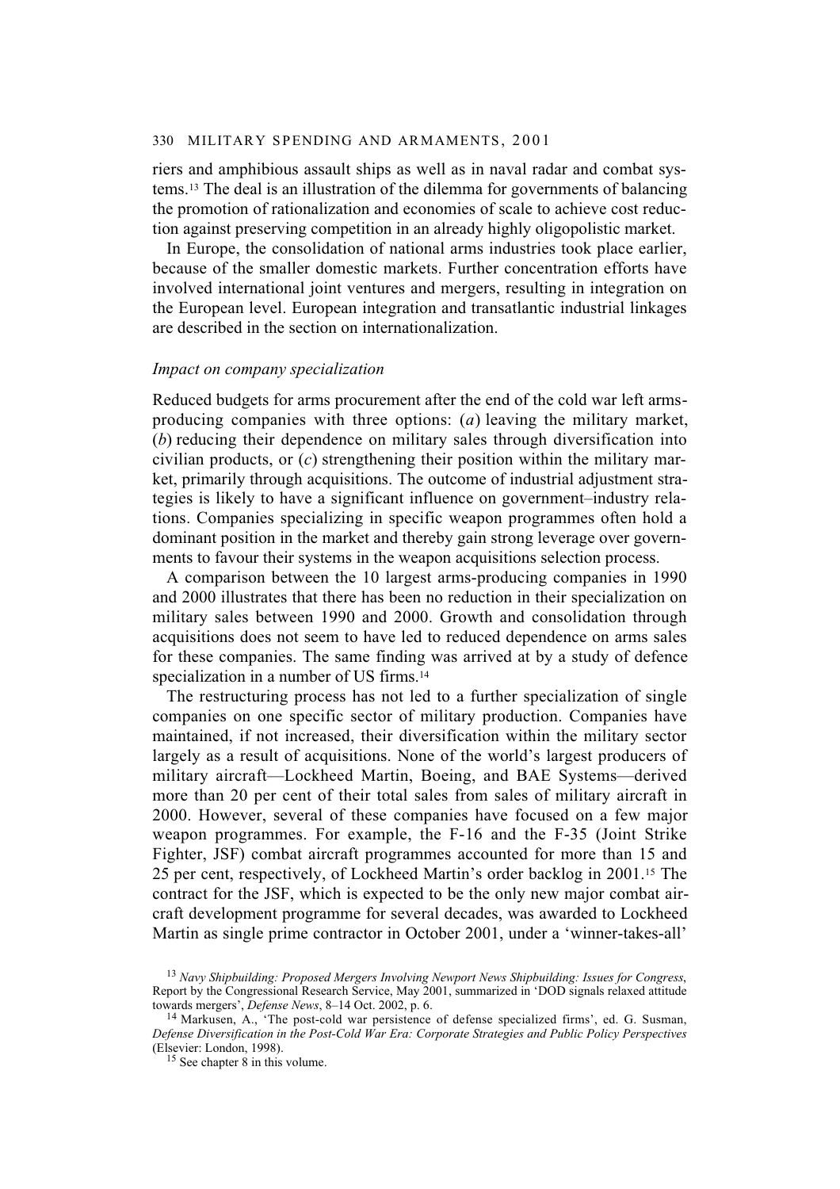riers and amphibious assault ships as well as in naval radar and combat systems.[13] The deal is an illustration of the dilemma for governments of balancing the promotion of rationalization and economies of scale to achieve cost reduction against preserving competition in an already highly oligopolistic market.

In Europe, the consolidation of national arms industries took place earlier, because of the smaller domestic markets. Further concentration efforts have involved international joint ventures and mergers, resulting in integration on the European level. European integration and transatlantic industrial linkages are described in the section on internationalization.

*Impact on company specialization*

Reduced budgets for arms procurement after the end of the cold war left arms-producing companies with three options: (*a*) leaving the military market, (*b*) reducing their dependence on military sales through diversification into civilian products, or (*c*) strengthening their position within the military market, primarily through acquisitions. The outcome of industrial adjustment strategies is likely to have a significant influence on government–industry relations. Companies specializing in specific weapon programmes often hold a dominant position in the market and thereby gain strong leverage over governments to favour their systems in the weapon acquisitions selection process.

A comparison between the 10 largest arms-producing companies in 1990 and 2000 illustrates that there has been no reduction in their specialization on military sales between 1990 and 2000. Growth and consolidation through acquisitions does not seem to have led to reduced dependence on arms sales for these companies. The same finding was arrived at by a study of defence specialization in a number of US firms.[14]

The restructuring process has not led to a further specialization of single companies on one specific sector of military production. Companies have maintained, if not increased, their diversification within the military sector largely as a result of acquisitions. None of the world's largest producers of military aircraft—Lockheed Martin, Boeing, and BAE Systems—derived more than 20 per cent of their total sales from sales of military aircraft in 2000. However, several of these companies have focused on a few major weapon programmes. For example, the F-16 and the F-35 (Joint Strike Fighter, JSF) combat aircraft programmes accounted for more than 15 and 25 per cent, respectively, of Lockheed Martin's order backlog in 2001.[15] The contract for the JSF, which is expected to be the only new major combat aircraft development programme for several decades, was awarded to Lockheed Martin as single prime contractor in October 2001, under a 'winner-takes-all'

[13] *Navy Shipbuilding: Proposed Mergers Involving Newport News Shipbuilding: Issues for Congress*, Report by the Congressional Research Service, May 2001, summarized in 'DOD signals relaxed attitude towards mergers', *Defense News*, 8–14 Oct. 2002, p. 6.

[14] Markusen, A., 'The post-cold war persistence of defense specialized firms', ed. G. Susman, *Defense Diversification in the Post-Cold War Era: Corporate Strategies and Public Policy Perspectives* (Elsevier: London, 1998).

[15] See chapter 8 in this volume.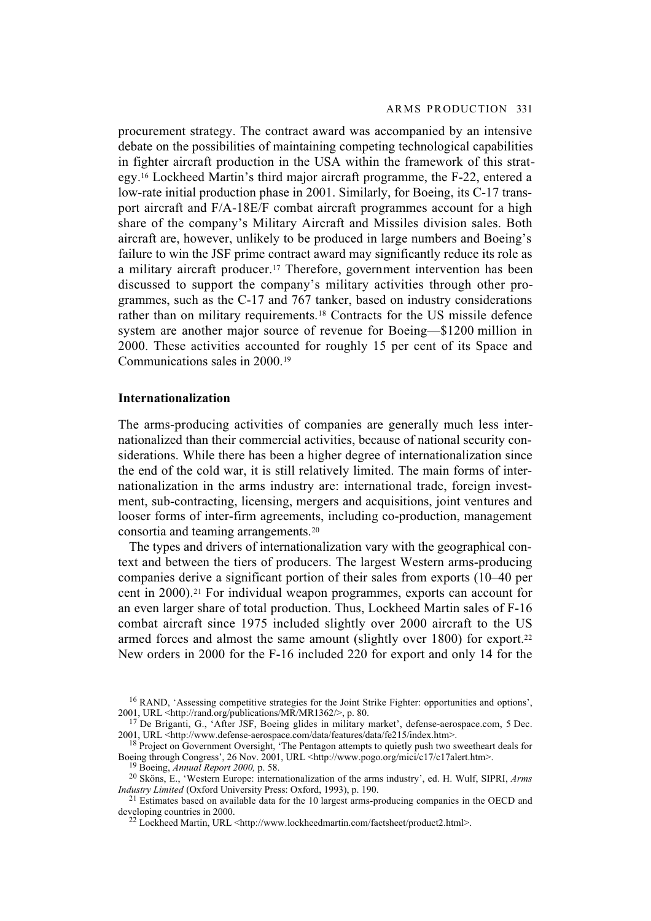procurement strategy. The contract award was accompanied by an intensive debate on the possibilities of maintaining competing technological capabilities in fighter aircraft production in the USA within the framework of this strategy.[16] Lockheed Martin's third major aircraft programme, the F-22, entered a low-rate initial production phase in 2001. Similarly, for Boeing, its C-17 transport aircraft and F/A-18E/F combat aircraft programmes account for a high share of the company's Military Aircraft and Missiles division sales. Both aircraft are, however, unlikely to be produced in large numbers and Boeing's failure to win the JSF prime contract award may significantly reduce its role as a military aircraft producer.[17] Therefore, government intervention has been discussed to support the company's military activities through other programmes, such as the C-17 and 767 tanker, based on industry considerations rather than on military requirements.[18] Contracts for the US missile defence system are another major source of revenue for Boeing—$1200 million in 2000. These activities accounted for roughly 15 per cent of its Space and Communications sales in 2000.[19]

### Internationalization

The arms-producing activities of companies are generally much less internationalized than their commercial activities, because of national security considerations. While there has been a higher degree of internationalization since the end of the cold war, it is still relatively limited. The main forms of internationalization in the arms industry are: international trade, foreign investment, sub-contracting, licensing, mergers and acquisitions, joint ventures and looser forms of inter-firm agreements, including co-production, management consortia and teaming arrangements.[20]

The types and drivers of internationalization vary with the geographical context and between the tiers of producers. The largest Western arms-producing companies derive a significant portion of their sales from exports (10–40 per cent in 2000).[21] For individual weapon programmes, exports can account for an even larger share of total production. Thus, Lockheed Martin sales of F-16 combat aircraft since 1975 included slightly over 2000 aircraft to the US armed forces and almost the same amount (slightly over 1800) for export.[22] New orders in 2000 for the F-16 included 220 for export and only 14 for the

---

[16] RAND, 'Assessing competitive strategies for the Joint Strike Fighter: opportunities and options', 2001, URL <http://rand.org/publications/MR/MR1362/>, p. 80.

[17] De Briganti, G., 'After JSF, Boeing glides in military market', defense-aerospace.com, 5 Dec. 2001, URL <http://www.defense-aerospace.com/data/features/data/fe215/index.htm>.

[18] Project on Government Oversight, 'The Pentagon attempts to quietly push two sweetheart deals for Boeing through Congress', 26 Nov. 2001, URL <http://www.pogo.org/mici/c17/c17alert.htm>.

[19] Boeing, *Annual Report 2000,* p. 58.

[20] Sköns, E., 'Western Europe: internationalization of the arms industry', ed. H. Wulf, SIPRI, *Arms Industry Limited* (Oxford University Press: Oxford, 1993), p. 190.

[21] Estimates based on available data for the 10 largest arms-producing companies in the OECD and developing countries in 2000.

[22] Lockheed Martin, URL <http://www.lockheedmartin.com/factsheet/product2.html>.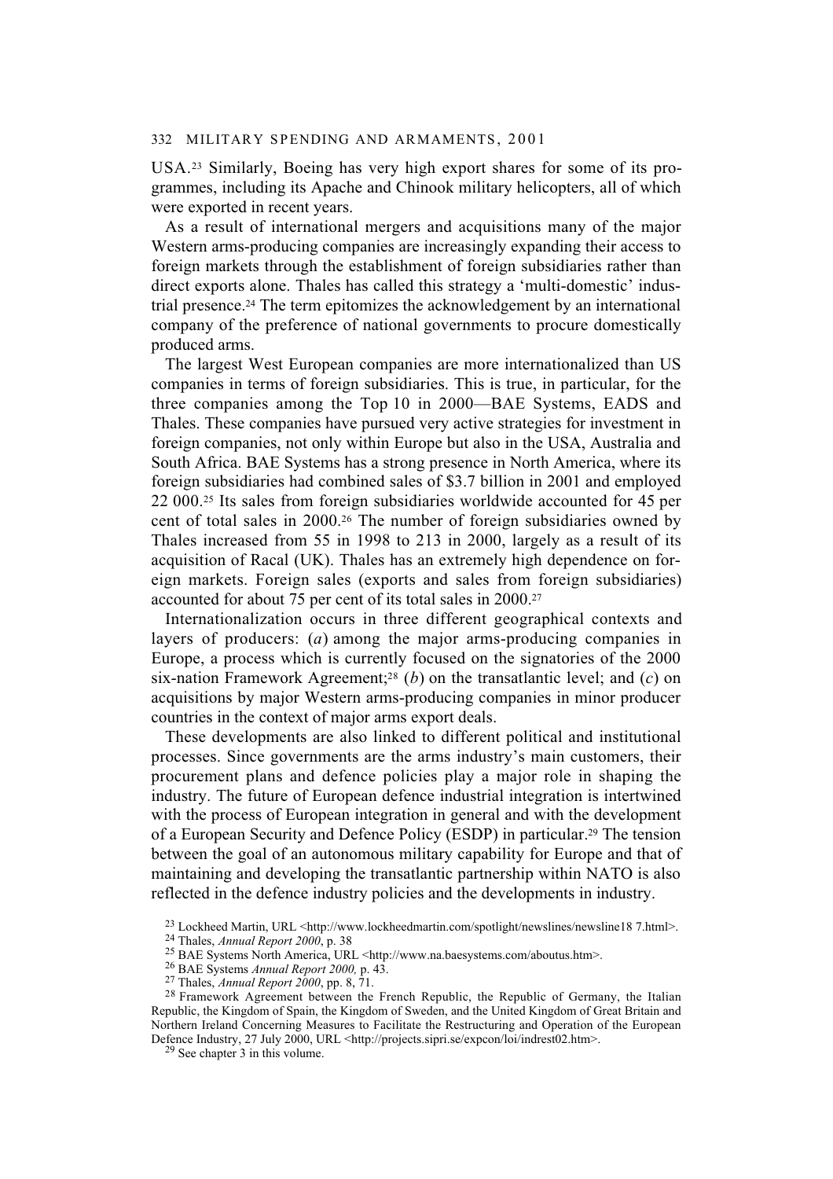USA.[23] Similarly, Boeing has very high export shares for some of its programmes, including its Apache and Chinook military helicopters, all of which were exported in recent years.

As a result of international mergers and acquisitions many of the major Western arms-producing companies are increasingly expanding their access to foreign markets through the establishment of foreign subsidiaries rather than direct exports alone. Thales has called this strategy a 'multi-domestic' industrial presence.[24] The term epitomizes the acknowledgement by an international company of the preference of national governments to procure domestically produced arms.

The largest West European companies are more internationalized than US companies in terms of foreign subsidiaries. This is true, in particular, for the three companies among the Top 10 in 2000—BAE Systems, EADS and Thales. These companies have pursued very active strategies for investment in foreign companies, not only within Europe but also in the USA, Australia and South Africa. BAE Systems has a strong presence in North America, where its foreign subsidiaries had combined sales of $3.7 billion in 2001 and employed 22 000.[25] Its sales from foreign subsidiaries worldwide accounted for 45 per cent of total sales in 2000.[26] The number of foreign subsidiaries owned by Thales increased from 55 in 1998 to 213 in 2000, largely as a result of its acquisition of Racal (UK). Thales has an extremely high dependence on foreign markets. Foreign sales (exports and sales from foreign subsidiaries) accounted for about 75 per cent of its total sales in 2000.[27]

Internationalization occurs in three different geographical contexts and layers of producers: (*a*) among the major arms-producing companies in Europe, a process which is currently focused on the signatories of the 2000 six-nation Framework Agreement;[28] (*b*) on the transatlantic level; and (*c*) on acquisitions by major Western arms-producing companies in minor producer countries in the context of major arms export deals.

These developments are also linked to different political and institutional processes. Since governments are the arms industry's main customers, their procurement plans and defence policies play a major role in shaping the industry. The future of European defence industrial integration is intertwined with the process of European integration in general and with the development of a European Security and Defence Policy (ESDP) in particular.[29] The tension between the goal of an autonomous military capability for Europe and that of maintaining and developing the transatlantic partnership within NATO is also reflected in the defence industry policies and the developments in industry.

[23] Lockheed Martin, URL <http://www.lockheedmartin.com/spotlight/newslines/newsline18 7.html>.

[24] Thales, *Annual Report 2000*, p. 38

[25] BAE Systems North America, URL <http://www.na.baesystems.com/aboutus.htm>.

[26] BAE Systems *Annual Report 2000,* p. 43.

[27] Thales, *Annual Report 2000*, pp. 8, 71.

[28] Framework Agreement between the French Republic, the Republic of Germany, the Italian Republic, the Kingdom of Spain, the Kingdom of Sweden, and the United Kingdom of Great Britain and Northern Ireland Concerning Measures to Facilitate the Restructuring and Operation of the European Defence Industry, 27 July 2000, URL <http://projects.sipri.se/expcon/loi/indrest02.htm>.

[29] See chapter 3 in this volume.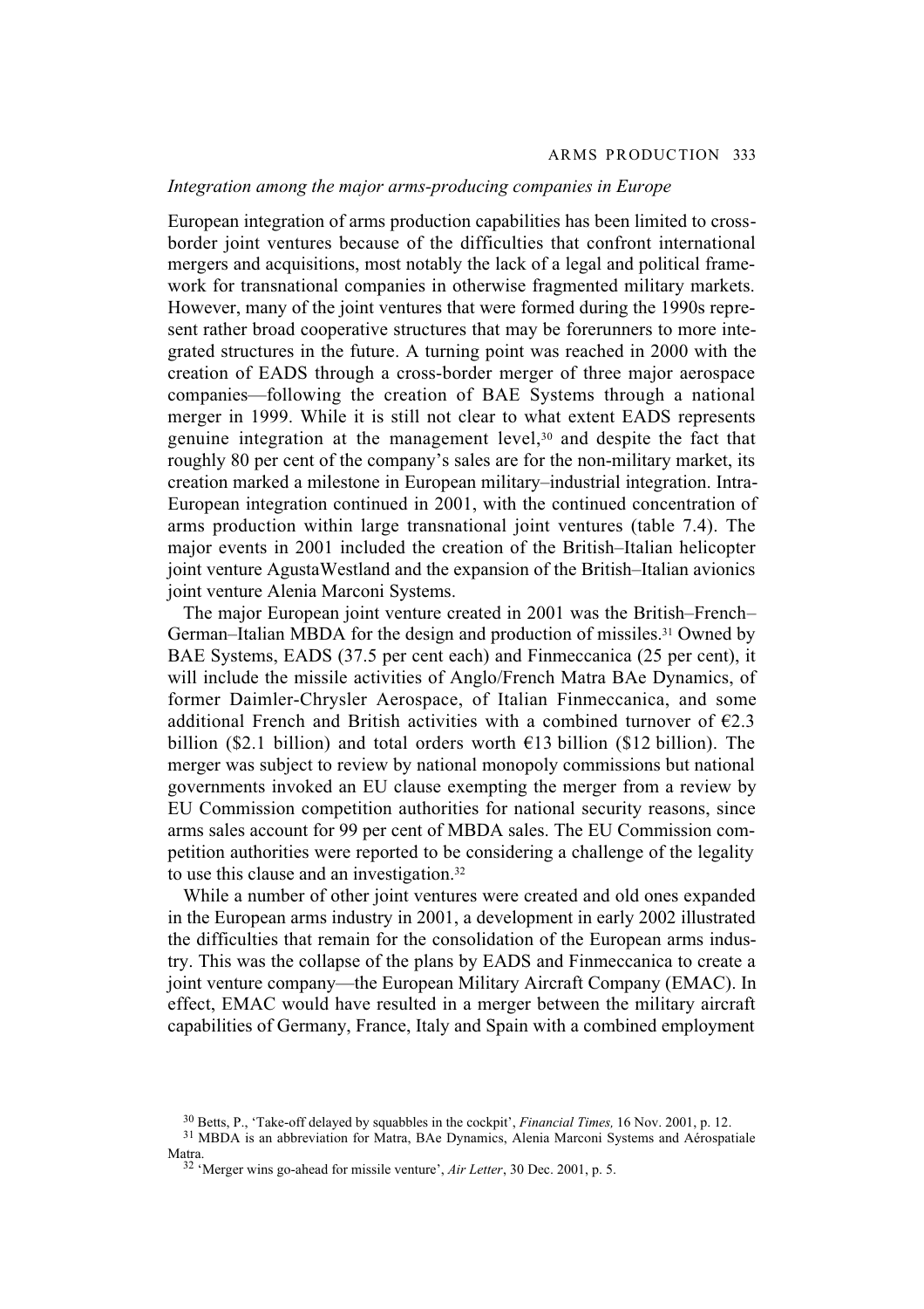### *Integration among the major arms-producing companies in Europe*

European integration of arms production capabilities has been limited to cross-border joint ventures because of the difficulties that confront international mergers and acquisitions, most notably the lack of a legal and political framework for transnational companies in otherwise fragmented military markets. However, many of the joint ventures that were formed during the 1990s represent rather broad cooperative structures that may be forerunners to more integrated structures in the future. A turning point was reached in 2000 with the creation of EADS through a cross-border merger of three major aerospace companies—following the creation of BAE Systems through a national merger in 1999. While it is still not clear to what extent EADS represents genuine integration at the management level,[30] and despite the fact that roughly 80 per cent of the company's sales are for the non-military market, its creation marked a milestone in European military–industrial integration. Intra-European integration continued in 2001, with the continued concentration of arms production within large transnational joint ventures (table 7.4). The major events in 2001 included the creation of the British–Italian helicopter joint venture AgustaWestland and the expansion of the British–Italian avionics joint venture Alenia Marconi Systems.

The major European joint venture created in 2001 was the British–French–German–Italian MBDA for the design and production of missiles.[31] Owned by BAE Systems, EADS (37.5 per cent each) and Finmeccanica (25 per cent), it will include the missile activities of Anglo/French Matra BAe Dynamics, of former Daimler-Chrysler Aerospace, of Italian Finmeccanica, and some additional French and British activities with a combined turnover of €2.3 billion ($2.1 billion) and total orders worth €13 billion ($12 billion). The merger was subject to review by national monopoly commissions but national governments invoked an EU clause exempting the merger from a review by EU Commission competition authorities for national security reasons, since arms sales account for 99 per cent of MBDA sales. The EU Commission competition authorities were reported to be considering a challenge of the legality to use this clause and an investigation.[32]

While a number of other joint ventures were created and old ones expanded in the European arms industry in 2001, a development in early 2002 illustrated the difficulties that remain for the consolidation of the European arms industry. This was the collapse of the plans by EADS and Finmeccanica to create a joint venture company—the European Military Aircraft Company (EMAC). In effect, EMAC would have resulted in a merger between the military aircraft capabilities of Germany, France, Italy and Spain with a combined employment

[30] Betts, P., 'Take-off delayed by squabbles in the cockpit', *Financial Times,* 16 Nov. 2001, p. 12.

[31] MBDA is an abbreviation for Matra, BAe Dynamics, Alenia Marconi Systems and Aérospatiale Matra.

[32] 'Merger wins go-ahead for missile venture', *Air Letter*, 30 Dec. 2001, p. 5.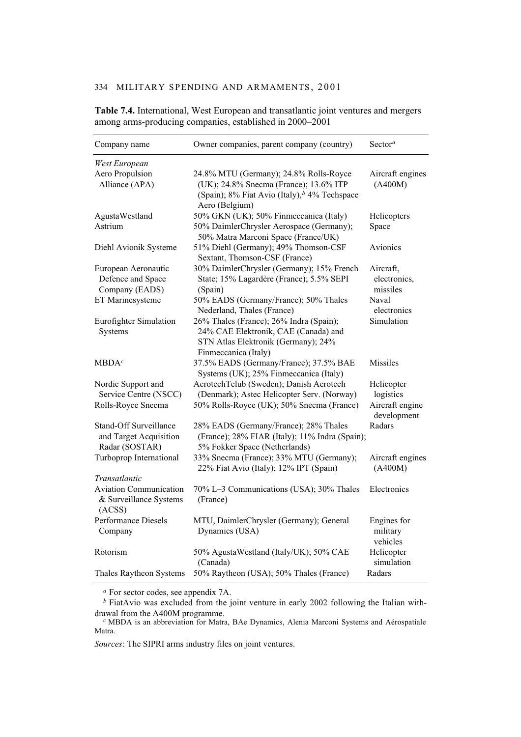**Table 7.4.** International, West European and transatlantic joint ventures and mergers among arms-producing companies, established in 2000–2001

| Company name | Owner companies, parent company (country) | Sector[a] |
|---|---|---|
| *West European* | | |
| Aero Propulsion Alliance (APA) | 24.8% MTU (Germany); 24.8% Rolls-Royce (UK); 24.8% Snecma (France); 13.6% ITP (Spain); 8% Fiat Avio (Italy),[b] 4% Techspace Aero (Belgium) | Aircraft engines (A400M) |
| AgustaWestland | 50% GKN (UK); 50% Finmeccanica (Italy) | Helicopters |
| Astrium | 50% DaimlerChrysler Aerospace (Germany); 50% Matra Marconi Space (France/UK) | Space |
| Diehl Avionik Systeme | 51% Diehl (Germany); 49% Thomson-CSF Sextant, Thomson-CSF (France) | Avionics |
| European Aeronautic Defence and Space Company (EADS) | 30% DaimlerChrysler (Germany); 15% French State; 15% Lagardère (France); 5.5% SEPI (Spain) | Aircraft, electronics, missiles |
| ET Marinesysteme | 50% EADS (Germany/France); 50% Thales Nederland, Thales (France) | Naval electronics |
| Eurofighter Simulation Systems | 26% Thales (France); 26% Indra (Spain); 24% CAE Elektronik, CAE (Canada) and STN Atlas Elektronik (Germany); 24% Finmeccanica (Italy) | Simulation |
| MBDA[c] | 37.5% EADS (Germany/France); 37.5% BAE Systems (UK); 25% Finmeccanica (Italy) | Missiles |
| Nordic Support and Service Centre (NSCC) | AerotechTelub (Sweden); Danish Aerotech (Denmark); Astec Helicopter Serv. (Norway) | Helicopter logistics |
| Rolls-Royce Snecma | 50% Rolls-Royce (UK); 50% Snecma (France) | Aircraft engine development |
| Stand-Off Surveillance and Target Acquisition Radar (SOSTAR) | 28% EADS (Germany/France); 28% Thales (France); 28% FIAR (Italy); 11% Indra (Spain); 5% Fokker Space (Netherlands) | Radars |
| Turboprop International | 33% Snecma (France); 33% MTU (Germany); 22% Fiat Avio (Italy); 12% IPT (Spain) | Aircraft engines (A400M) |
| *Transatlantic* | | |
| Aviation Communication & Surveillance Systems (ACSS) | 70% L–3 Communications (USA); 30% Thales (France) | Electronics |
| Performance Diesels Company | MTU, DaimlerChrysler (Germany); General Dynamics (USA) | Engines for military vehicles |
| Rotorism | 50% AgustaWestland (Italy/UK); 50% CAE (Canada) | Helicopter simulation |
| Thales Raytheon Systems | 50% Raytheon (USA); 50% Thales (France) | Radars |

[a] For sector codes, see appendix 7A.

[b] FiatAvio was excluded from the joint venture in early 2002 following the Italian withdrawal from the A400M programme.

[c] MBDA is an abbreviation for Matra, BAe Dynamics, Alenia Marconi Systems and Aérospatiale Matra.

*Sources*: The SIPRI arms industry files on joint ventures.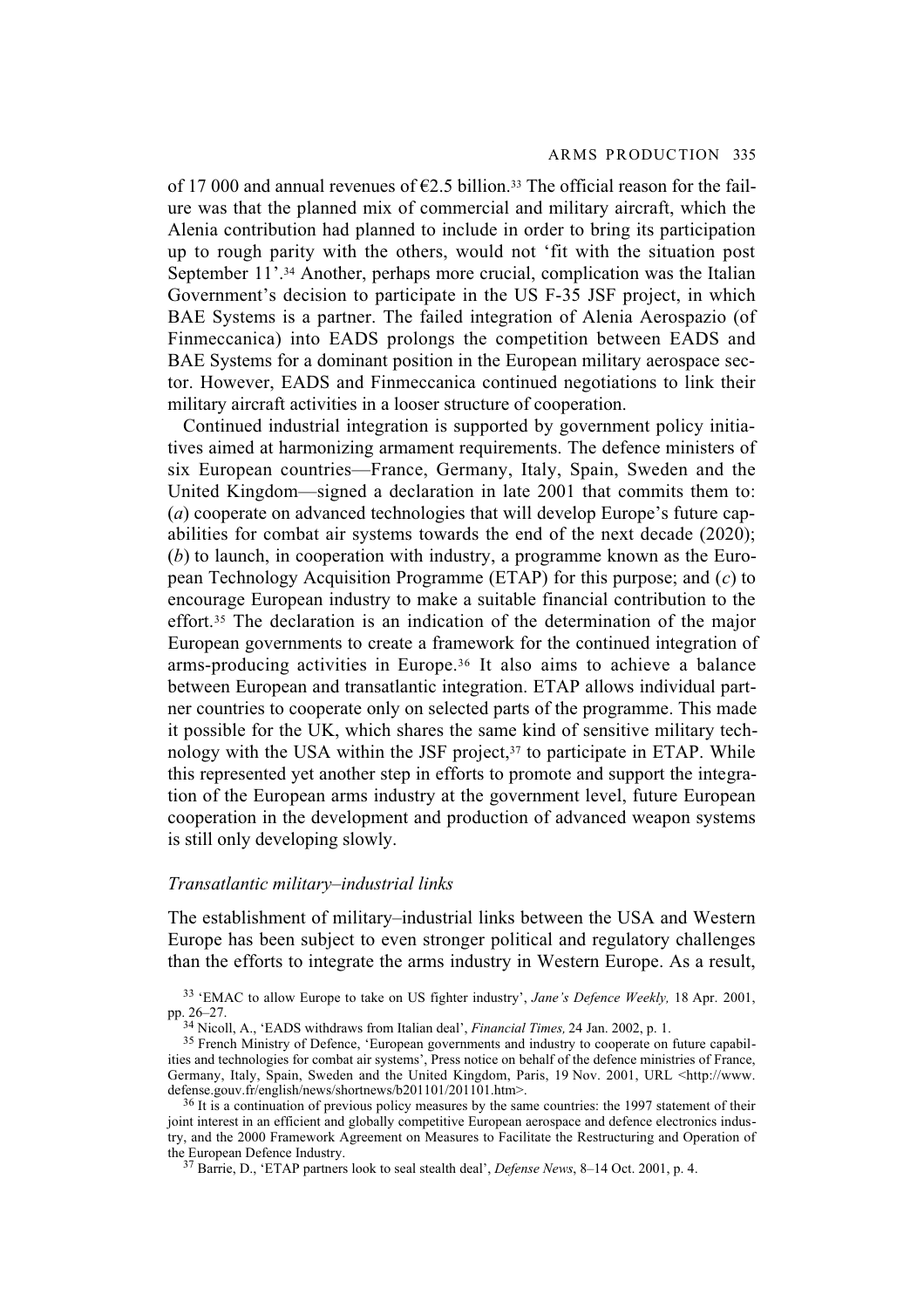of 17 000 and annual revenues of €2.5 billion.[33] The official reason for the failure was that the planned mix of commercial and military aircraft, which the Alenia contribution had planned to include in order to bring its participation up to rough parity with the others, would not 'fit with the situation post September 11'.[34] Another, perhaps more crucial, complication was the Italian Government's decision to participate in the US F-35 JSF project, in which BAE Systems is a partner. The failed integration of Alenia Aerospazio (of Finmeccanica) into EADS prolongs the competition between EADS and BAE Systems for a dominant position in the European military aerospace sector. However, EADS and Finmeccanica continued negotiations to link their military aircraft activities in a looser structure of cooperation.

Continued industrial integration is supported by government policy initiatives aimed at harmonizing armament requirements. The defence ministers of six European countries—France, Germany, Italy, Spain, Sweden and the United Kingdom—signed a declaration in late 2001 that commits them to: (*a*) cooperate on advanced technologies that will develop Europe's future capabilities for combat air systems towards the end of the next decade (2020); (*b*) to launch, in cooperation with industry, a programme known as the European Technology Acquisition Programme (ETAP) for this purpose; and (*c*) to encourage European industry to make a suitable financial contribution to the effort.[35] The declaration is an indication of the determination of the major European governments to create a framework for the continued integration of arms-producing activities in Europe.[36] It also aims to achieve a balance between European and transatlantic integration. ETAP allows individual partner countries to cooperate only on selected parts of the programme. This made it possible for the UK, which shares the same kind of sensitive military technology with the USA within the JSF project,[37] to participate in ETAP. While this represented yet another step in efforts to promote and support the integration of the European arms industry at the government level, future European cooperation in the development and production of advanced weapon systems is still only developing slowly.

### *Transatlantic military–industrial links*

The establishment of military–industrial links between the USA and Western Europe has been subject to even stronger political and regulatory challenges than the efforts to integrate the arms industry in Western Europe. As a result,

[33] 'EMAC to allow Europe to take on US fighter industry', *Jane's Defence Weekly,* 18 Apr. 2001, pp. 26–27.

[34] Nicoll, A., 'EADS withdraws from Italian deal', *Financial Times,* 24 Jan. 2002, p. 1.

[35] French Ministry of Defence, 'European governments and industry to cooperate on future capabilities and technologies for combat air systems', Press notice on behalf of the defence ministries of France, Germany, Italy, Spain, Sweden and the United Kingdom, Paris, 19 Nov. 2001, URL <http://www.defense.gouv.fr/english/news/shortnews/b201101/201101.htm>.

[36] It is a continuation of previous policy measures by the same countries: the 1997 statement of their joint interest in an efficient and globally competitive European aerospace and defence electronics industry, and the 2000 Framework Agreement on Measures to Facilitate the Restructuring and Operation of the European Defence Industry.

[37] Barrie, D., 'ETAP partners look to seal stealth deal', *Defense News*, 8–14 Oct. 2001, p. 4.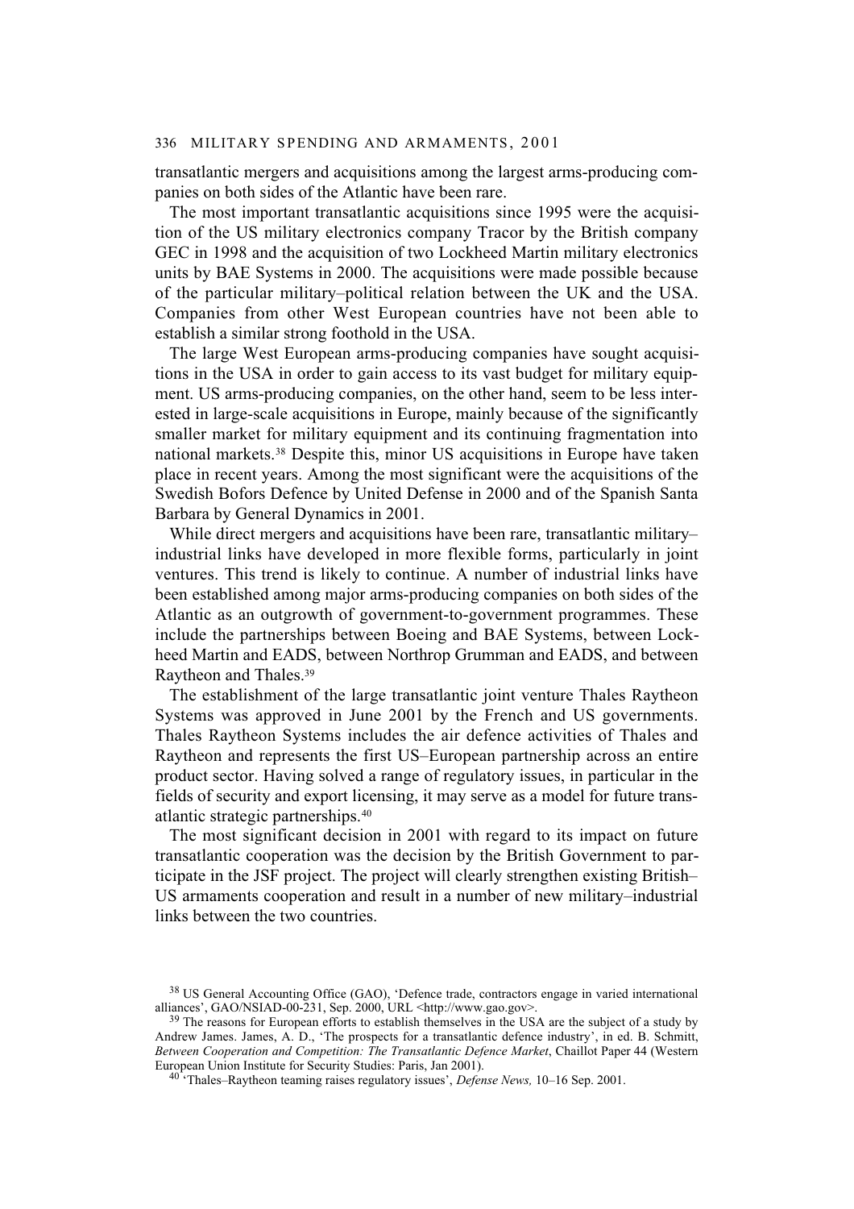transatlantic mergers and acquisitions among the largest arms-producing companies on both sides of the Atlantic have been rare.

The most important transatlantic acquisitions since 1995 were the acquisition of the US military electronics company Tracor by the British company GEC in 1998 and the acquisition of two Lockheed Martin military electronics units by BAE Systems in 2000. The acquisitions were made possible because of the particular military–political relation between the UK and the USA. Companies from other West European countries have not been able to establish a similar strong foothold in the USA.

The large West European arms-producing companies have sought acquisitions in the USA in order to gain access to its vast budget for military equipment. US arms-producing companies, on the other hand, seem to be less interested in large-scale acquisitions in Europe, mainly because of the significantly smaller market for military equipment and its continuing fragmentation into national markets.[38] Despite this, minor US acquisitions in Europe have taken place in recent years. Among the most significant were the acquisitions of the Swedish Bofors Defence by United Defense in 2000 and of the Spanish Santa Barbara by General Dynamics in 2001.

While direct mergers and acquisitions have been rare, transatlantic military–industrial links have developed in more flexible forms, particularly in joint ventures. This trend is likely to continue. A number of industrial links have been established among major arms-producing companies on both sides of the Atlantic as an outgrowth of government-to-government programmes. These include the partnerships between Boeing and BAE Systems, between Lockheed Martin and EADS, between Northrop Grumman and EADS, and between Raytheon and Thales.[39]

The establishment of the large transatlantic joint venture Thales Raytheon Systems was approved in June 2001 by the French and US governments. Thales Raytheon Systems includes the air defence activities of Thales and Raytheon and represents the first US–European partnership across an entire product sector. Having solved a range of regulatory issues, in particular in the fields of security and export licensing, it may serve as a model for future transatlantic strategic partnerships.[40]

The most significant decision in 2001 with regard to its impact on future transatlantic cooperation was the decision by the British Government to participate in the JSF project. The project will clearly strengthen existing British–US armaments cooperation and result in a number of new military–industrial links between the two countries.

[38] US General Accounting Office (GAO), 'Defence trade, contractors engage in varied international alliances', GAO/NSIAD-00-231, Sep. 2000, URL <http://www.gao.gov>.

[39] The reasons for European efforts to establish themselves in the USA are the subject of a study by Andrew James. James, A. D., 'The prospects for a transatlantic defence industry', in ed. B. Schmitt, *Between Cooperation and Competition: The Transatlantic Defence Market*, Chaillot Paper 44 (Western European Union Institute for Security Studies: Paris, Jan 2001).

[40] 'Thales–Raytheon teaming raises regulatory issues', *Defense News,* 10–16 Sep. 2001.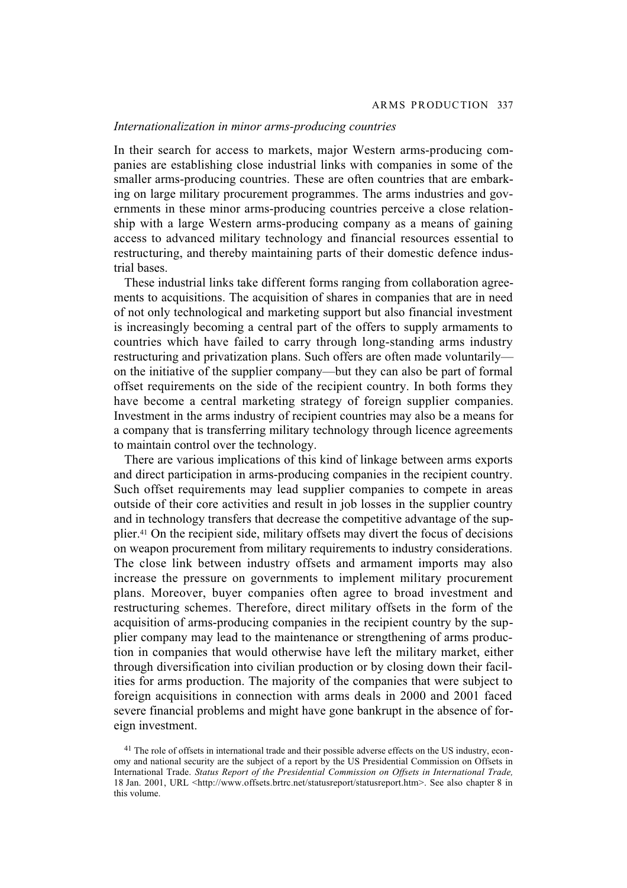*Internationalization in minor arms-producing countries*

In their search for access to markets, major Western arms-producing companies are establishing close industrial links with companies in some of the smaller arms-producing countries. These are often countries that are embarking on large military procurement programmes. The arms industries and governments in these minor arms-producing countries perceive a close relationship with a large Western arms-producing company as a means of gaining access to advanced military technology and financial resources essential to restructuring, and thereby maintaining parts of their domestic defence industrial bases.

These industrial links take different forms ranging from collaboration agreements to acquisitions. The acquisition of shares in companies that are in need of not only technological and marketing support but also financial investment is increasingly becoming a central part of the offers to supply armaments to countries which have failed to carry through long-standing arms industry restructuring and privatization plans. Such offers are often made voluntarily—on the initiative of the supplier company—but they can also be part of formal offset requirements on the side of the recipient country. In both forms they have become a central marketing strategy of foreign supplier companies. Investment in the arms industry of recipient countries may also be a means for a company that is transferring military technology through licence agreements to maintain control over the technology.

There are various implications of this kind of linkage between arms exports and direct participation in arms-producing companies in the recipient country. Such offset requirements may lead supplier companies to compete in areas outside of their core activities and result in job losses in the supplier country and in technology transfers that decrease the competitive advantage of the supplier.[41] On the recipient side, military offsets may divert the focus of decisions on weapon procurement from military requirements to industry considerations. The close link between industry offsets and armament imports may also increase the pressure on governments to implement military procurement plans. Moreover, buyer companies often agree to broad investment and restructuring schemes. Therefore, direct military offsets in the form of the acquisition of arms-producing companies in the recipient country by the supplier company may lead to the maintenance or strengthening of arms production in companies that would otherwise have left the military market, either through diversification into civilian production or by closing down their facilities for arms production. The majority of the companies that were subject to foreign acquisitions in connection with arms deals in 2000 and 2001 faced severe financial problems and might have gone bankrupt in the absence of foreign investment.

[41] The role of offsets in international trade and their possible adverse effects on the US industry, economy and national security are the subject of a report by the US Presidential Commission on Offsets in International Trade. *Status Report of the Presidential Commission on Offsets in International Trade,* 18 Jan. 2001, URL <http://www.offsets.brtrc.net/statusreport/statusreport.htm>. See also chapter 8 in this volume.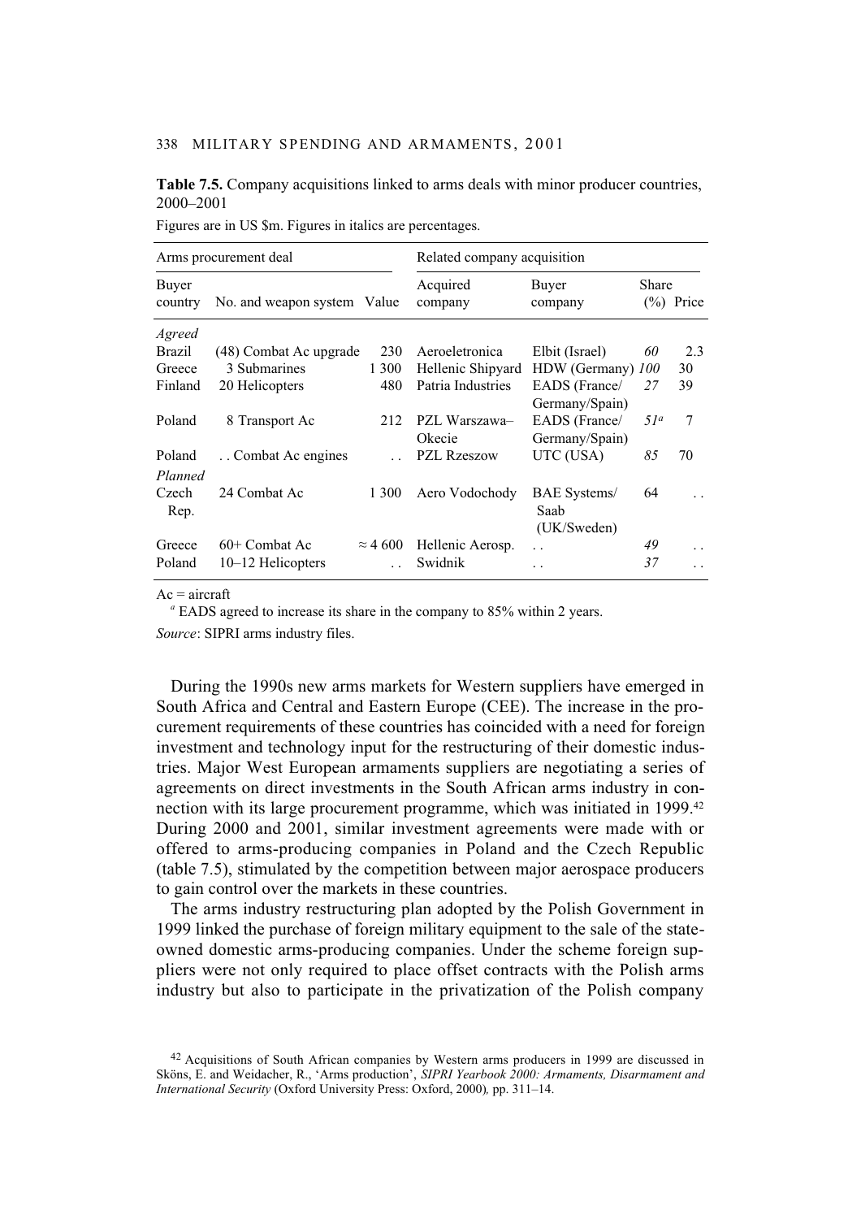**Table 7.5.** Company acquisitions linked to arms deals with minor producer countries, 2000–2001

Figures are in US $m. Figures in italics are percentages.

| Arms procurement deal | | | Related company acquisition | | | |
|---|---|---|---|---|---|---|
| Buyer country | No. and weapon system | Value | Acquired company | Buyer company | Share (%) | Price |
| *Agreed* | | | | | | |
| Brazil | (48) Combat Ac upgrade | 230 | Aeroeletronica | Elbit (Israel) | *60* | 2.3 |
| Greece | 3 Submarines | 1 300 | Hellenic Shipyard | HDW (Germany) | *100* | 30 |
| Finland | 20 Helicopters | 480 | Patria Industries | EADS (France/ Germany/Spain) | *27* | 39 |
| Poland | 8 Transport Ac | 212 | PZL Warszawa–Okecie | EADS (France/ Germany/Spain) | *51*[a] | 7 |
| Poland | . . Combat Ac engines | . . | PZL Rzeszow | UTC (USA) | *85* | 70 |
| *Planned* | | | | | | |
| Czech Rep. | 24 Combat Ac | 1 300 | Aero Vodochody | BAE Systems/ Saab (UK/Sweden) | 64 | . . |
| Greece | 60+ Combat Ac | ≈ 4 600 | Hellenic Aerosp. | . . | *49* | . . |
| Poland | 10–12 Helicopters | . . | Swidnik | . . | *37* | . . |

Ac = aircraft

[a] EADS agreed to increase its share in the company to 85% within 2 years.

*Source*: SIPRI arms industry files.

During the 1990s new arms markets for Western suppliers have emerged in South Africa and Central and Eastern Europe (CEE). The increase in the procurement requirements of these countries has coincided with a need for foreign investment and technology input for the restructuring of their domestic industries. Major West European armaments suppliers are negotiating a series of agreements on direct investments in the South African arms industry in connection with its large procurement programme, which was initiated in 1999.[42] During 2000 and 2001, similar investment agreements were made with or offered to arms-producing companies in Poland and the Czech Republic (table 7.5), stimulated by the competition between major aerospace producers to gain control over the markets in these countries.

The arms industry restructuring plan adopted by the Polish Government in 1999 linked the purchase of foreign military equipment to the sale of the state-owned domestic arms-producing companies. Under the scheme foreign suppliers were not only required to place offset contracts with the Polish arms industry but also to participate in the privatization of the Polish company

[42] Acquisitions of South African companies by Western arms producers in 1999 are discussed in Sköns, E. and Weidacher, R., 'Arms production', *SIPRI Yearbook 2000: Armaments, Disarmament and International Security* (Oxford University Press: Oxford, 2000), pp. 311–14.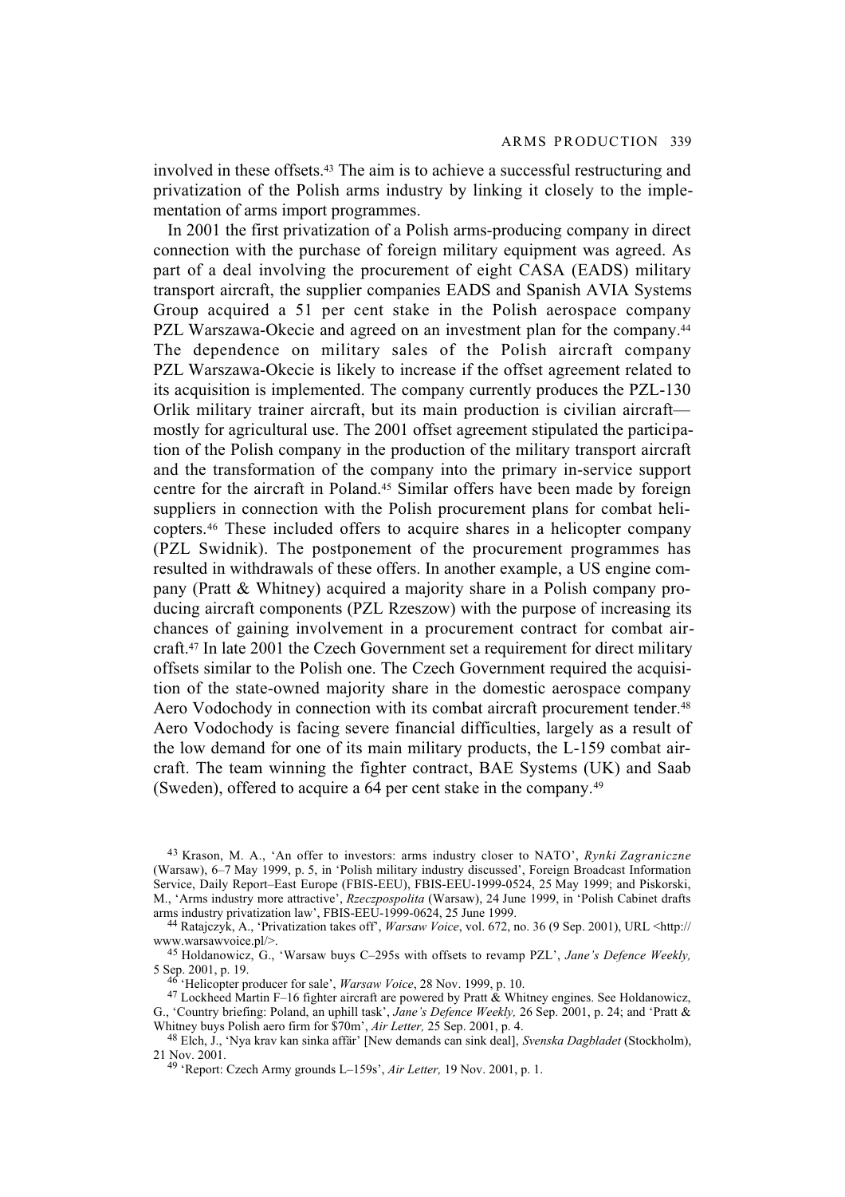involved in these offsets.[43] The aim is to achieve a successful restructuring and privatization of the Polish arms industry by linking it closely to the implementation of arms import programmes.

In 2001 the first privatization of a Polish arms-producing company in direct connection with the purchase of foreign military equipment was agreed. As part of a deal involving the procurement of eight CASA (EADS) military transport aircraft, the supplier companies EADS and Spanish AVIA Systems Group acquired a 51 per cent stake in the Polish aerospace company PZL Warszawa-Okecie and agreed on an investment plan for the company.[44] The dependence on military sales of the Polish aircraft company PZL Warszawa-Okecie is likely to increase if the offset agreement related to its acquisition is implemented. The company currently produces the PZL-130 Orlik military trainer aircraft, but its main production is civilian aircraft—mostly for agricultural use. The 2001 offset agreement stipulated the participation of the Polish company in the production of the military transport aircraft and the transformation of the company into the primary in-service support centre for the aircraft in Poland.[45] Similar offers have been made by foreign suppliers in connection with the Polish procurement plans for combat helicopters.[46] These included offers to acquire shares in a helicopter company (PZL Swidnik). The postponement of the procurement programmes has resulted in withdrawals of these offers. In another example, a US engine company (Pratt & Whitney) acquired a majority share in a Polish company producing aircraft components (PZL Rzeszow) with the purpose of increasing its chances of gaining involvement in a procurement contract for combat aircraft.[47] In late 2001 the Czech Government set a requirement for direct military offsets similar to the Polish one. The Czech Government required the acquisition of the state-owned majority share in the domestic aerospace company Aero Vodochody in connection with its combat aircraft procurement tender.[48] Aero Vodochody is facing severe financial difficulties, largely as a result of the low demand for one of its main military products, the L-159 combat aircraft. The team winning the fighter contract, BAE Systems (UK) and Saab (Sweden), offered to acquire a 64 per cent stake in the company.[49]

---

[43] Krason, M. A., 'An offer to investors: arms industry closer to NATO', *Rynki Zagraniczne* (Warsaw), 6–7 May 1999, p. 5, in 'Polish military industry discussed', Foreign Broadcast Information Service, Daily Report–East Europe (FBIS-EEU), FBIS-EEU-1999-0524, 25 May 1999; and Piskorski, M., 'Arms industry more attractive', *Rzeczpospolita* (Warsaw), 24 June 1999, in 'Polish Cabinet drafts arms industry privatization law', FBIS-EEU-1999-0624, 25 June 1999.

[44] Ratajczyk, A., 'Privatization takes off', *Warsaw Voice*, vol. 672, no. 36 (9 Sep. 2001), URL <http://www.warsawvoice.pl/>.

[45] Holdanowicz, G., 'Warsaw buys C–295s with offsets to revamp PZL', *Jane's Defence Weekly,* 5 Sep. 2001, p. 19.

[46] 'Helicopter producer for sale', *Warsaw Voice*, 28 Nov. 1999, p. 10.

[47] Lockheed Martin F–16 fighter aircraft are powered by Pratt & Whitney engines. See Holdanowicz, G., 'Country briefing: Poland, an uphill task', *Jane's Defence Weekly,* 26 Sep. 2001, p. 24; and 'Pratt & Whitney buys Polish aero firm for $70m', *Air Letter,* 25 Sep. 2001, p. 4.

[48] Elch, J., 'Nya krav kan sinka affär' [New demands can sink deal], *Svenska Dagbladet* (Stockholm), 21 Nov. 2001.

[49] 'Report: Czech Army grounds L–159s', *Air Letter,* 19 Nov. 2001, p. 1.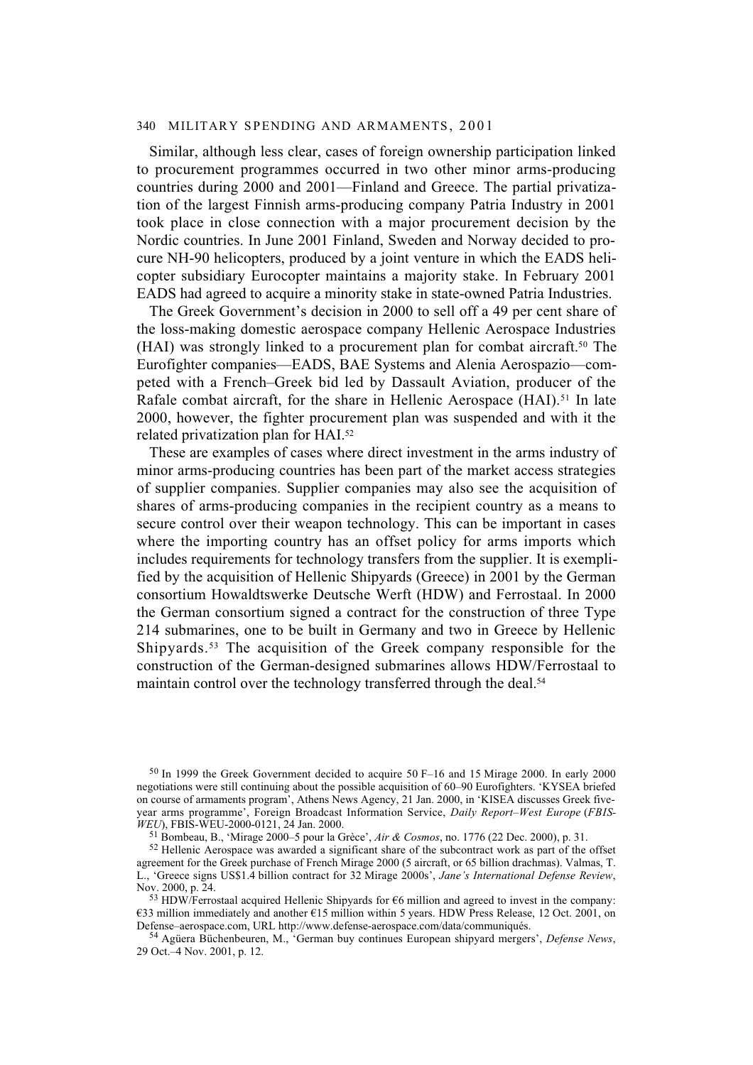Similar, although less clear, cases of foreign ownership participation linked to procurement programmes occurred in two other minor arms-producing countries during 2000 and 2001—Finland and Greece. The partial privatization of the largest Finnish arms-producing company Patria Industry in 2001 took place in close connection with a major procurement decision by the Nordic countries. In June 2001 Finland, Sweden and Norway decided to procure NH-90 helicopters, produced by a joint venture in which the EADS helicopter subsidiary Eurocopter maintains a majority stake. In February 2001 EADS had agreed to acquire a minority stake in state-owned Patria Industries.

The Greek Government's decision in 2000 to sell off a 49 per cent share of the loss-making domestic aerospace company Hellenic Aerospace Industries (HAI) was strongly linked to a procurement plan for combat aircraft.[50] The Eurofighter companies—EADS, BAE Systems and Alenia Aerospazio—competed with a French–Greek bid led by Dassault Aviation, producer of the Rafale combat aircraft, for the share in Hellenic Aerospace (HAI).[51] In late 2000, however, the fighter procurement plan was suspended and with it the related privatization plan for HAI.[52]

These are examples of cases where direct investment in the arms industry of minor arms-producing countries has been part of the market access strategies of supplier companies. Supplier companies may also see the acquisition of shares of arms-producing companies in the recipient country as a means to secure control over their weapon technology. This can be important in cases where the importing country has an offset policy for arms imports which includes requirements for technology transfers from the supplier. It is exemplified by the acquisition of Hellenic Shipyards (Greece) in 2001 by the German consortium Howaldtswerke Deutsche Werft (HDW) and Ferrostaal. In 2000 the German consortium signed a contract for the construction of three Type 214 submarines, one to be built in Germany and two in Greece by Hellenic Shipyards.[53] The acquisition of the Greek company responsible for the construction of the German-designed submarines allows HDW/Ferrostaal to maintain control over the technology transferred through the deal.[54]

---

[50] In 1999 the Greek Government decided to acquire 50 F–16 and 15 Mirage 2000. In early 2000 negotiations were still continuing about the possible acquisition of 60–90 Eurofighters. 'KYSEA briefed on course of armaments program', Athens News Agency, 21 Jan. 2000, in 'KISEA discusses Greek five-year arms programme', Foreign Broadcast Information Service, *Daily Report–West Europe* (*FBIS-WEU*), FBIS-WEU-2000-0121, 24 Jan. 2000.

[51] Bombeau, B., 'Mirage 2000–5 pour la Grèce', *Air & Cosmos*, no. 1776 (22 Dec. 2000), p. 31.

[52] Hellenic Aerospace was awarded a significant share of the subcontract work as part of the offset agreement for the Greek purchase of French Mirage 2000 (5 aircraft, or 65 billion drachmas). Valmas, T. L., 'Greece signs US$1.4 billion contract for 32 Mirage 2000s', *Jane's International Defense Review*, Nov. 2000, p. 24.

[53] HDW/Ferrostaal acquired Hellenic Shipyards for €6 million and agreed to invest in the company: €33 million immediately and another €15 million within 5 years. HDW Press Release, 12 Oct. 2001, on Defense–aerospace.com, URL http://www.defense-aerospace.com/data/communiqués.

[54] Agüera Büchenbeuren, M., 'German buy continues European shipyard mergers', *Defense News*, 29 Oct.–4 Nov. 2001, p. 12.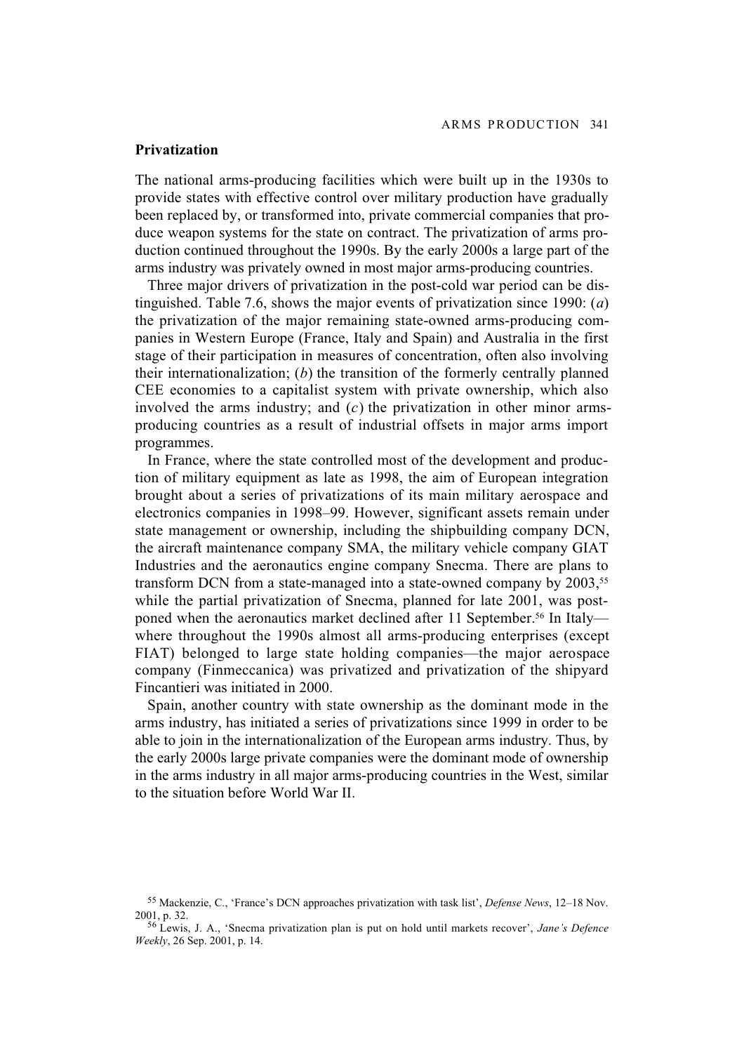## Privatization

The national arms-producing facilities which were built up in the 1930s to provide states with effective control over military production have gradually been replaced by, or transformed into, private commercial companies that produce weapon systems for the state on contract. The privatization of arms production continued throughout the 1990s. By the early 2000s a large part of the arms industry was privately owned in most major arms-producing countries.

Three major drivers of privatization in the post-cold war period can be distinguished. Table 7.6, shows the major events of privatization since 1990: (*a*) the privatization of the major remaining state-owned arms-producing companies in Western Europe (France, Italy and Spain) and Australia in the first stage of their participation in measures of concentration, often also involving their internationalization; (*b*) the transition of the formerly centrally planned CEE economies to a capitalist system with private ownership, which also involved the arms industry; and (*c*) the privatization in other minor arms-producing countries as a result of industrial offsets in major arms import programmes.

In France, where the state controlled most of the development and production of military equipment as late as 1998, the aim of European integration brought about a series of privatizations of its main military aerospace and electronics companies in 1998–99. However, significant assets remain under state management or ownership, including the shipbuilding company DCN, the aircraft maintenance company SMA, the military vehicle company GIAT Industries and the aeronautics engine company Snecma. There are plans to transform DCN from a state-managed into a state-owned company by 2003,[55] while the partial privatization of Snecma, planned for late 2001, was postponed when the aeronautics market declined after 11 September.[56] In Italy—where throughout the 1990s almost all arms-producing enterprises (except FIAT) belonged to large state holding companies—the major aerospace company (Finmeccanica) was privatized and privatization of the shipyard Fincantieri was initiated in 2000.

Spain, another country with state ownership as the dominant mode in the arms industry, has initiated a series of privatizations since 1999 in order to be able to join in the internationalization of the European arms industry. Thus, by the early 2000s large private companies were the dominant mode of ownership in the arms industry in all major arms-producing countries in the West, similar to the situation before World War II.

[55] Mackenzie, C., 'France's DCN approaches privatization with task list', *Defense News*, 12–18 Nov. 2001, p. 32.

[56] Lewis, J. A., 'Snecma privatization plan is put on hold until markets recover', *Jane's Defence Weekly*, 26 Sep. 2001, p. 14.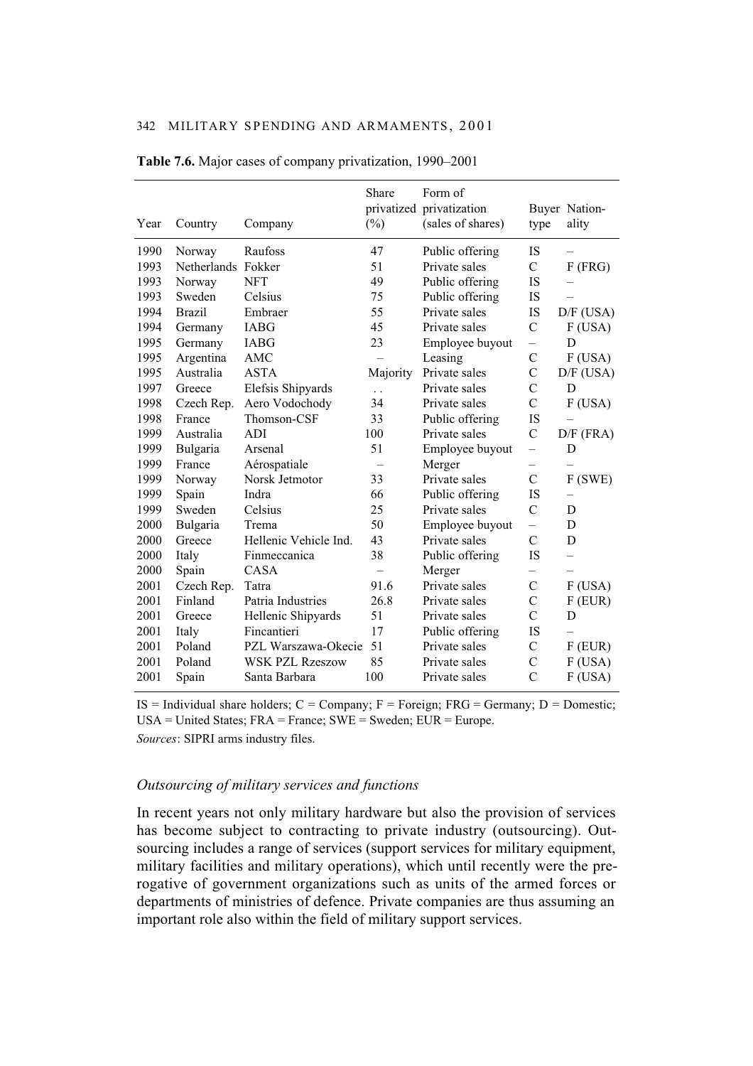**Table 7.6.** Major cases of company privatization, 1990–2001

| Year | Country | Company | Share privatized (%) | Form of privatization (sales of shares) | Buyer type | Nation­ality |
|---|---|---|---|---|---|---|
| 1990 | Norway | Raufoss | 47 | Public offering | IS | – |
| 1993 | Netherlands | Fokker | 51 | Private sales | C | F (FRG) |
| 1993 | Norway | NFT | 49 | Public offering | IS | – |
| 1993 | Sweden | Celsius | 75 | Public offering | IS | – |
| 1994 | Brazil | Embraer | 55 | Private sales | IS | D/F (USA) |
| 1994 | Germany | IABG | 45 | Private sales | C | F (USA) |
| 1995 | Germany | IABG | 23 | Employee buyout | – | D |
| 1995 | Argentina | AMC | – | Leasing | C | F (USA) |
| 1995 | Australia | ASTA | Majority | Private sales | C | D/F (USA) |
| 1997 | Greece | Elefsis Shipyards | . . | Private sales | C | D |
| 1998 | Czech Rep. | Aero Vodochody | 34 | Private sales | C | F (USA) |
| 1998 | France | Thomson-CSF | 33 | Public offering | IS | – |
| 1999 | Australia | ADI | 100 | Private sales | C | D/F (FRA) |
| 1999 | Bulgaria | Arsenal | 51 | Employee buyout | – | D |
| 1999 | France | Aérospatiale | – | Merger | – | – |
| 1999 | Norway | Norsk Jetmotor | 33 | Private sales | C | F (SWE) |
| 1999 | Spain | Indra | 66 | Public offering | IS | – |
| 1999 | Sweden | Celsius | 25 | Private sales | C | D |
| 2000 | Bulgaria | Trema | 50 | Employee buyout | – | D |
| 2000 | Greece | Hellenic Vehicle Ind. | 43 | Private sales | C | D |
| 2000 | Italy | Finmeccanica | 38 | Public offering | IS | – |
| 2000 | Spain | CASA | – | Merger | – | – |
| 2001 | Czech Rep. | Tatra | 91.6 | Private sales | C | F (USA) |
| 2001 | Finland | Patria Industries | 26.8 | Private sales | C | F (EUR) |
| 2001 | Greece | Hellenic Shipyards | 51 | Private sales | C | D |
| 2001 | Italy | Fincantieri | 17 | Public offering | IS | – |
| 2001 | Poland | PZL Warszawa-Okecie | 51 | Private sales | C | F (EUR) |
| 2001 | Poland | WSK PZL Rzeszow | 85 | Private sales | C | F (USA) |
| 2001 | Spain | Santa Barbara | 100 | Private sales | C | F (USA) |

IS = Individual share holders; C = Company; F = Foreign; FRG = Germany; D = Domestic; USA = United States; FRA = France; SWE = Sweden; EUR = Europe.

*Sources*: SIPRI arms industry files.

### *Outsourcing of military services and functions*

In recent years not only military hardware but also the provision of services has become subject to contracting to private industry (outsourcing). Outsourcing includes a range of services (support services for military equipment, military facilities and military operations), which until recently were the prerogative of government organizations such as units of the armed forces or departments of ministries of defence. Private companies are thus assuming an important role also within the field of military support services.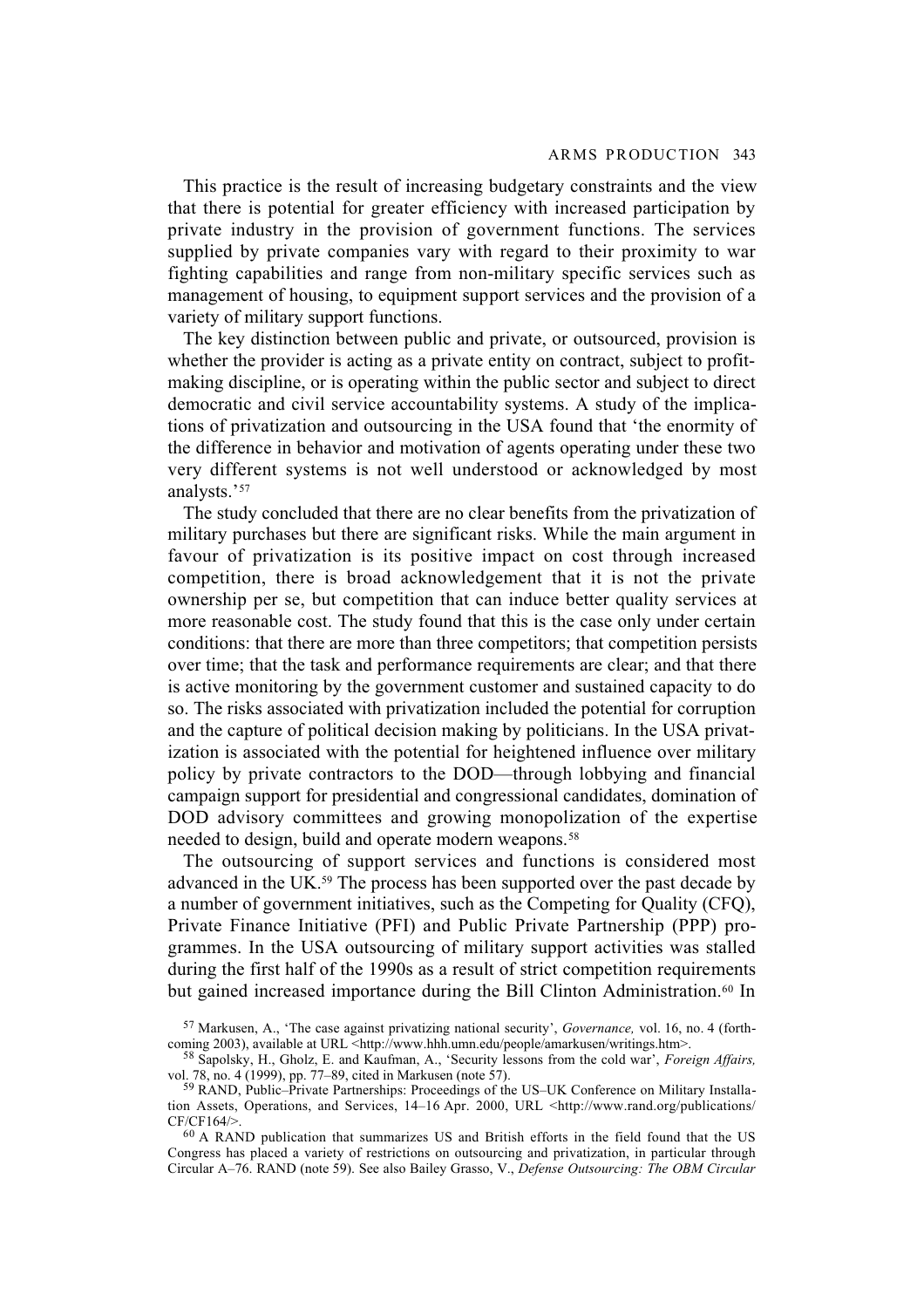This practice is the result of increasing budgetary constraints and the view that there is potential for greater efficiency with increased participation by private industry in the provision of government functions. The services supplied by private companies vary with regard to their proximity to war fighting capabilities and range from non-military specific services such as management of housing, to equipment support services and the provision of a variety of military support functions.

The key distinction between public and private, or outsourced, provision is whether the provider is acting as a private entity on contract, subject to profit-making discipline, or is operating within the public sector and subject to direct democratic and civil service accountability systems. A study of the implications of privatization and outsourcing in the USA found that 'the enormity of the difference in behavior and motivation of agents operating under these two very different systems is not well understood or acknowledged by most analysts.'[57]

The study concluded that there are no clear benefits from the privatization of military purchases but there are significant risks. While the main argument in favour of privatization is its positive impact on cost through increased competition, there is broad acknowledgement that it is not the private ownership per se, but competition that can induce better quality services at more reasonable cost. The study found that this is the case only under certain conditions: that there are more than three competitors; that competition persists over time; that the task and performance requirements are clear; and that there is active monitoring by the government customer and sustained capacity to do so. The risks associated with privatization included the potential for corruption and the capture of political decision making by politicians. In the USA privatization is associated with the potential for heightened influence over military policy by private contractors to the DOD—through lobbying and financial campaign support for presidential and congressional candidates, domination of DOD advisory committees and growing monopolization of the expertise needed to design, build and operate modern weapons.[58]

The outsourcing of support services and functions is considered most advanced in the UK.[59] The process has been supported over the past decade by a number of government initiatives, such as the Competing for Quality (CFQ), Private Finance Initiative (PFI) and Public Private Partnership (PPP) programmes. In the USA outsourcing of military support activities was stalled during the first half of the 1990s as a result of strict competition requirements but gained increased importance during the Bill Clinton Administration.[60] In

[57] Markusen, A., 'The case against privatizing national security', *Governance,* vol. 16, no. 4 (forthcoming 2003), available at URL <http://www.hhh.umn.edu/people/amarkusen/writings.htm>.

[58] Sapolsky, H., Gholz, E. and Kaufman, A., 'Security lessons from the cold war', *Foreign Affairs,* vol. 78, no. 4 (1999), pp. 77–89, cited in Markusen (note 57).

[59] RAND, Public–Private Partnerships: Proceedings of the US–UK Conference on Military Installation Assets, Operations, and Services, 14–16 Apr. 2000, URL <http://www.rand.org/publications/CF/CF164/>.

[60] A RAND publication that summarizes US and British efforts in the field found that the US Congress has placed a variety of restrictions on outsourcing and privatization, in particular through Circular A–76. RAND (note 59). See also Bailey Grasso, V., *Defense Outsourcing: The OBM Circular*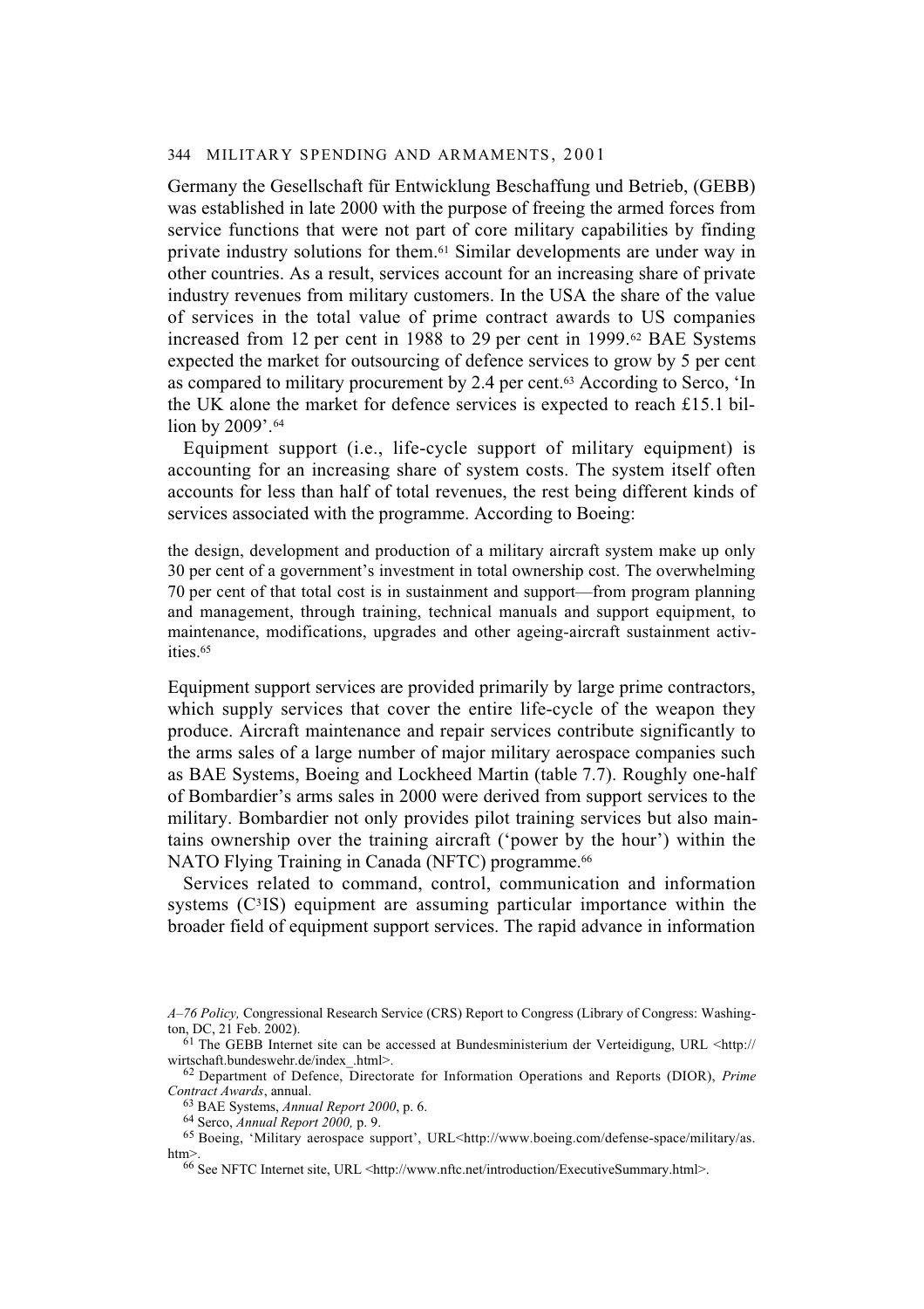Germany the Gesellschaft für Entwicklung Beschaffung und Betrieb, (GEBB) was established in late 2000 with the purpose of freeing the armed forces from service functions that were not part of core military capabilities by finding private industry solutions for them.[61] Similar developments are under way in other countries. As a result, services account for an increasing share of private industry revenues from military customers. In the USA the share of the value of services in the total value of prime contract awards to US companies increased from 12 per cent in 1988 to 29 per cent in 1999.[62] BAE Systems expected the market for outsourcing of defence services to grow by 5 per cent as compared to military procurement by 2.4 per cent.[63] According to Serco, 'In the UK alone the market for defence services is expected to reach £15.1 billion by 2009'.[64]

Equipment support (i.e., life-cycle support of military equipment) is accounting for an increasing share of system costs. The system itself often accounts for less than half of total revenues, the rest being different kinds of services associated with the programme. According to Boeing:

> the design, development and production of a military aircraft system make up only 30 per cent of a government's investment in total ownership cost. The overwhelming 70 per cent of that total cost is in sustainment and support—from program planning and management, through training, technical manuals and support equipment, to maintenance, modifications, upgrades and other ageing-aircraft sustainment activities.[65]

Equipment support services are provided primarily by large prime contractors, which supply services that cover the entire life-cycle of the weapon they produce. Aircraft maintenance and repair services contribute significantly to the arms sales of a large number of major military aerospace companies such as BAE Systems, Boeing and Lockheed Martin (table 7.7). Roughly one-half of Bombardier's arms sales in 2000 were derived from support services to the military. Bombardier not only provides pilot training services but also maintains ownership over the training aircraft ('power by the hour') within the NATO Flying Training in Canada (NFTC) programme.[66]

Services related to command, control, communication and information systems ($C^3IS$) equipment are assuming particular importance within the broader field of equipment support services. The rapid advance in information

---

*A–76 Policy,* Congressional Research Service (CRS) Report to Congress (Library of Congress: Washington, DC, 21 Feb. 2002).

[61] The GEBB Internet site can be accessed at Bundesministerium der Verteidigung, URL <http://wirtschaft.bundeswehr.de/index_.html>.

[62] Department of Defence, Directorate for Information Operations and Reports (DIOR), *Prime Contract Awards*, annual.

[63] BAE Systems, *Annual Report 2000*, p. 6.

[64] Serco, *Annual Report 2000,* p. 9.

[65] Boeing, 'Military aerospace support', URL<http://www.boeing.com/defense-space/military/as.htm>.

[66] See NFTC Internet site, URL <http://www.nftc.net/introduction/ExecutiveSummary.html>.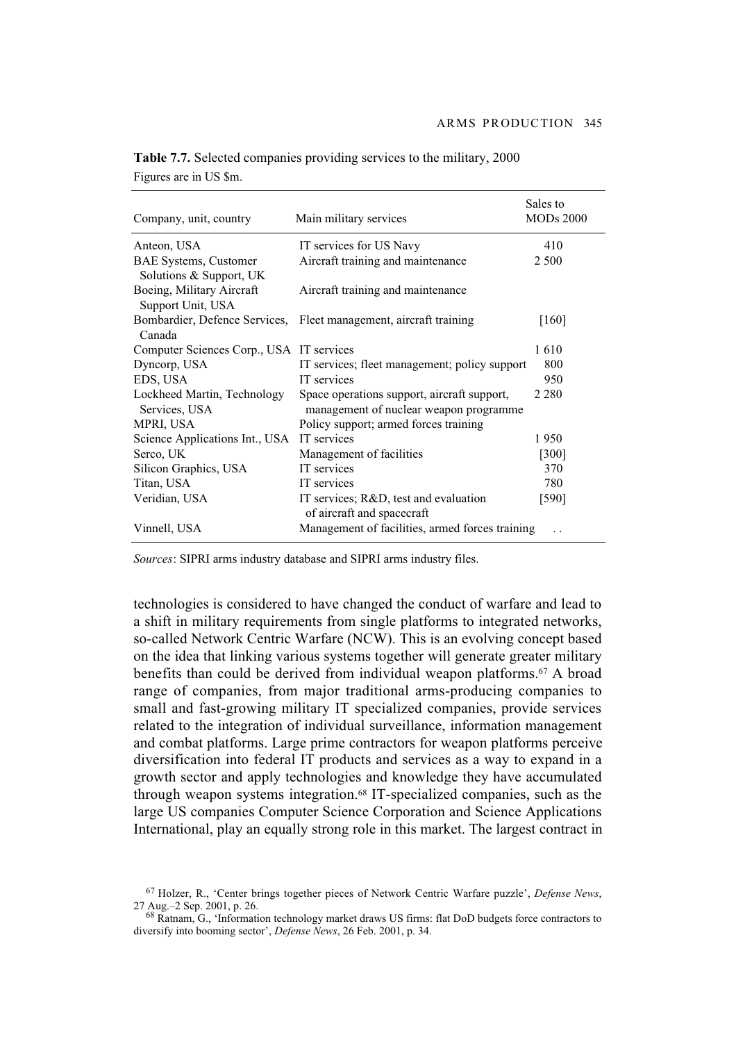**Table 7.7.** Selected companies providing services to the military, 2000

Figures are in US $m.

| Company, unit, country | Main military services | Sales to MODs 2000 |
|---|---|---|
| Anteon, USA | IT services for US Navy | 410 |
| BAE Systems, Customer Solutions & Support, UK | Aircraft training and maintenance | 2 500 |
| Boeing, Military Aircraft Support Unit, USA | Aircraft training and maintenance | |
| Bombardier, Defence Services, Canada | Fleet management, aircraft training | [160] |
| Computer Sciences Corp., USA | IT services | 1 610 |
| Dyncorp, USA | IT services; fleet management; policy support | 800 |
| EDS, USA | IT services | 950 |
| Lockheed Martin, Technology Services, USA | Space operations support, aircraft support, management of nuclear weapon programme | 2 280 |
| MPRI, USA | Policy support; armed forces training | |
| Science Applications Int., USA | IT services | 1 950 |
| Serco, UK | Management of facilities | [300] |
| Silicon Graphics, USA | IT services | 370 |
| Titan, USA | IT services | 780 |
| Veridian, USA | IT services; R&D, test and evaluation of aircraft and spacecraft | [590] |
| Vinnell, USA | Management of facilities, armed forces training | . . |

*Sources*: SIPRI arms industry database and SIPRI arms industry files.

technologies is considered to have changed the conduct of warfare and lead to a shift in military requirements from single platforms to integrated networks, so-called Network Centric Warfare (NCW). This is an evolving concept based on the idea that linking various systems together will generate greater military benefits than could be derived from individual weapon platforms.[67] A broad range of companies, from major traditional arms-producing companies to small and fast-growing military IT specialized companies, provide services related to the integration of individual surveillance, information management and combat platforms. Large prime contractors for weapon platforms perceive diversification into federal IT products and services as a way to expand in a growth sector and apply technologies and knowledge they have accumulated through weapon systems integration.[68] IT-specialized companies, such as the large US companies Computer Science Corporation and Science Applications International, play an equally strong role in this market. The largest contract in

[67] Holzer, R., 'Center brings together pieces of Network Centric Warfare puzzle', *Defense News*, 27 Aug.–2 Sep. 2001, p. 26.

[68] Ratnam, G., 'Information technology market draws US firms: flat DoD budgets force contractors to diversify into booming sector', *Defense News*, 26 Feb. 2001, p. 34.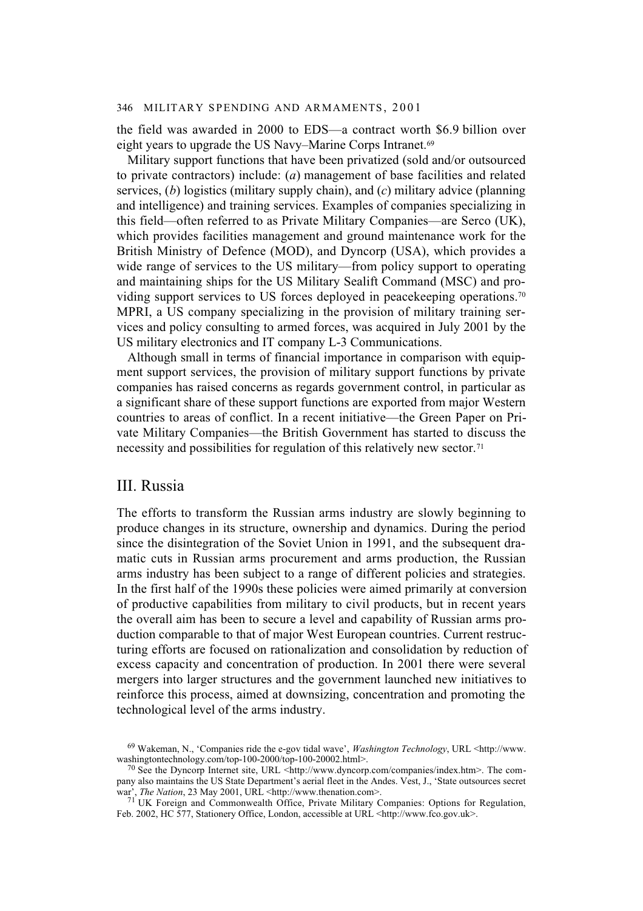the field was awarded in 2000 to EDS—a contract worth $6.9 billion over eight years to upgrade the US Navy–Marine Corps Intranet.[69]

Military support functions that have been privatized (sold and/or outsourced to private contractors) include: (*a*) management of base facilities and related services, (*b*) logistics (military supply chain), and (*c*) military advice (planning and intelligence) and training services. Examples of companies specializing in this field—often referred to as Private Military Companies—are Serco (UK), which provides facilities management and ground maintenance work for the British Ministry of Defence (MOD), and Dyncorp (USA), which provides a wide range of services to the US military—from policy support to operating and maintaining ships for the US Military Sealift Command (MSC) and providing support services to US forces deployed in peacekeeping operations.[70] MPRI, a US company specializing in the provision of military training services and policy consulting to armed forces, was acquired in July 2001 by the US military electronics and IT company L-3 Communications.

Although small in terms of financial importance in comparison with equipment support services, the provision of military support functions by private companies has raised concerns as regards government control, in particular as a significant share of these support functions are exported from major Western countries to areas of conflict. In a recent initiative—the Green Paper on Private Military Companies—the British Government has started to discuss the necessity and possibilities for regulation of this relatively new sector.[71]

## III. Russia

The efforts to transform the Russian arms industry are slowly beginning to produce changes in its structure, ownership and dynamics. During the period since the disintegration of the Soviet Union in 1991, and the subsequent dramatic cuts in Russian arms procurement and arms production, the Russian arms industry has been subject to a range of different policies and strategies. In the first half of the 1990s these policies were aimed primarily at conversion of productive capabilities from military to civil products, but in recent years the overall aim has been to secure a level and capability of Russian arms production comparable to that of major West European countries. Current restructuring efforts are focused on rationalization and consolidation by reduction of excess capacity and concentration of production. In 2001 there were several mergers into larger structures and the government launched new initiatives to reinforce this process, aimed at downsizing, concentration and promoting the technological level of the arms industry.

---

[69] Wakeman, N., 'Companies ride the e-gov tidal wave', *Washington Technology*, URL <http://www.washingtontechnology.com/top-100-2000/top-100-20002.html>.

[70] See the Dyncorp Internet site, URL <http://www.dyncorp.com/companies/index.htm>. The company also maintains the US State Department's aerial fleet in the Andes. Vest, J., 'State outsources secret war', *The Nation*, 23 May 2001, URL <http://www.thenation.com>.

[71] UK Foreign and Commonwealth Office, Private Military Companies: Options for Regulation, Feb. 2002, HC 577, Stationery Office, London, accessible at URL <http://www.fco.gov.uk>.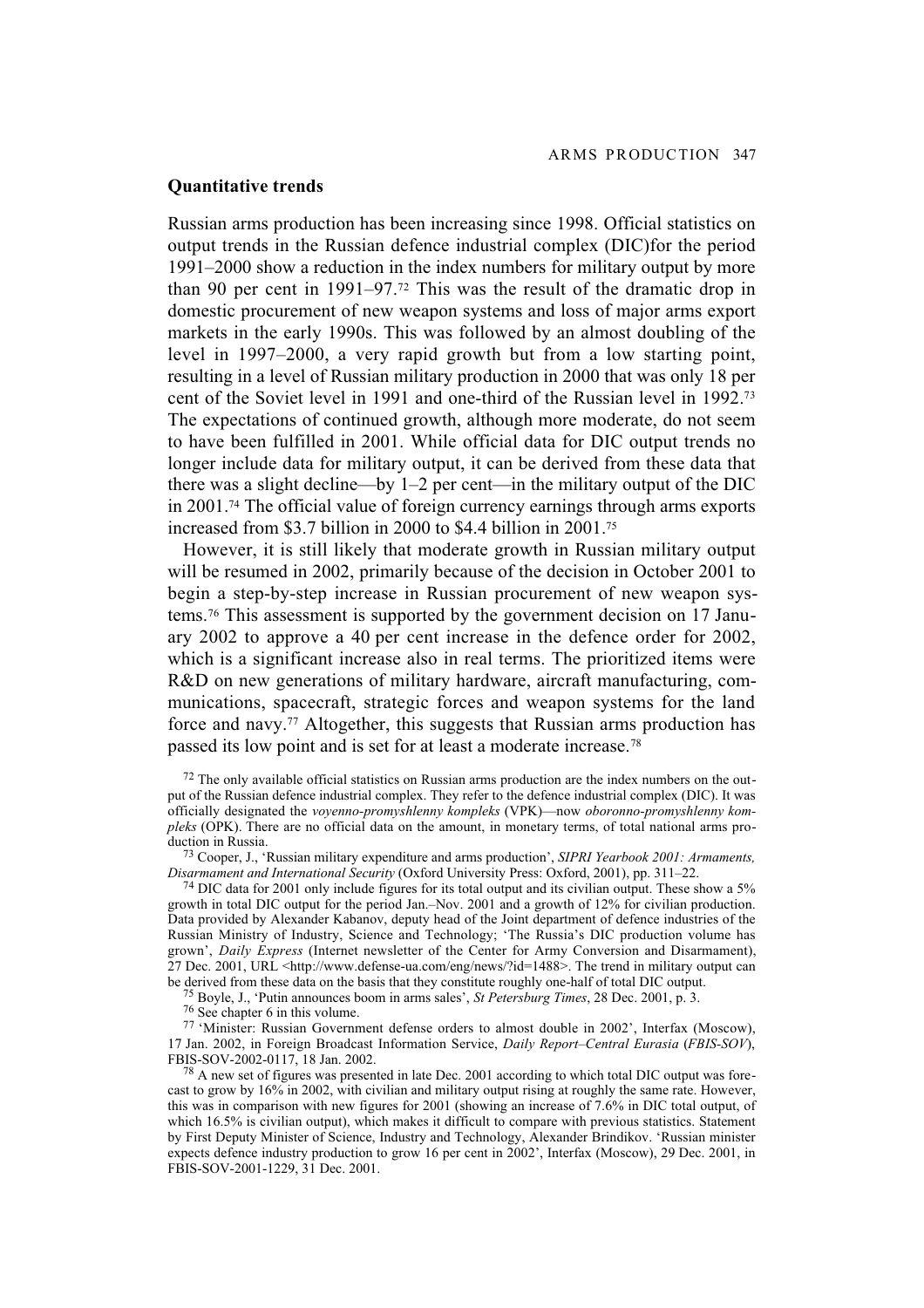## Quantitative trends

Russian arms production has been increasing since 1998. Official statistics on output trends in the Russian defence industrial complex (DIC)for the period 1991–2000 show a reduction in the index numbers for military output by more than 90 per cent in 1991–97.[72] This was the result of the dramatic drop in domestic procurement of new weapon systems and loss of major arms export markets in the early 1990s. This was followed by an almost doubling of the level in 1997–2000, a very rapid growth but from a low starting point, resulting in a level of Russian military production in 2000 that was only 18 per cent of the Soviet level in 1991 and one-third of the Russian level in 1992.[73] The expectations of continued growth, although more moderate, do not seem to have been fulfilled in 2001. While official data for DIC output trends no longer include data for military output, it can be derived from these data that there was a slight decline—by 1–2 per cent—in the military output of the DIC in 2001.[74] The official value of foreign currency earnings through arms exports increased from \$3.7 billion in 2000 to \$4.4 billion in 2001.[75]

However, it is still likely that moderate growth in Russian military output will be resumed in 2002, primarily because of the decision in October 2001 to begin a step-by-step increase in Russian procurement of new weapon systems.[76] This assessment is supported by the government decision on 17 January 2002 to approve a 40 per cent increase in the defence order for 2002, which is a significant increase also in real terms. The prioritized items were R&D on new generations of military hardware, aircraft manufacturing, communications, spacecraft, strategic forces and weapon systems for the land force and navy.[77] Altogether, this suggests that Russian arms production has passed its low point and is set for at least a moderate increase.[78]

[72] The only available official statistics on Russian arms production are the index numbers on the output of the Russian defence industrial complex. They refer to the defence industrial complex (DIC). It was officially designated the *voyenno-promyshlenny kompleks* (VPK)—now *oboronno-promyshlenny kompleks* (OPK). There are no official data on the amount, in monetary terms, of total national arms production in Russia.

[73] Cooper, J., 'Russian military expenditure and arms production', *SIPRI Yearbook 2001: Armaments, Disarmament and International Security* (Oxford University Press: Oxford, 2001), pp. 311–22.

[74] DIC data for 2001 only include figures for its total output and its civilian output. These show a 5% growth in total DIC output for the period Jan.–Nov. 2001 and a growth of 12% for civilian production. Data provided by Alexander Kabanov, deputy head of the Joint department of defence industries of the Russian Ministry of Industry, Science and Technology; 'The Russia's DIC production volume has grown', *Daily Express* (Internet newsletter of the Center for Army Conversion and Disarmament), 27 Dec. 2001, URL <http://www.defense-ua.com/eng/news/?id=1488>. The trend in military output can be derived from these data on the basis that they constitute roughly one-half of total DIC output.

[75] Boyle, J., 'Putin announces boom in arms sales', *St Petersburg Times*, 28 Dec. 2001, p. 3.

[76] See chapter 6 in this volume.

[77] 'Minister: Russian Government defense orders to almost double in 2002', Interfax (Moscow), 17 Jan. 2002, in Foreign Broadcast Information Service, *Daily Report–Central Eurasia* (*FBIS-SOV*), FBIS-SOV-2002-0117, 18 Jan. 2002.

[78] A new set of figures was presented in late Dec. 2001 according to which total DIC output was forecast to grow by 16% in 2002, with civilian and military output rising at roughly the same rate. However, this was in comparison with new figures for 2001 (showing an increase of 7.6% in DIC total output, of which 16.5% is civilian output), which makes it difficult to compare with previous statistics. Statement by First Deputy Minister of Science, Industry and Technology, Alexander Brindikov. 'Russian minister expects defence industry production to grow 16 per cent in 2002', Interfax (Moscow), 29 Dec. 2001, in FBIS-SOV-2001-1229, 31 Dec. 2001.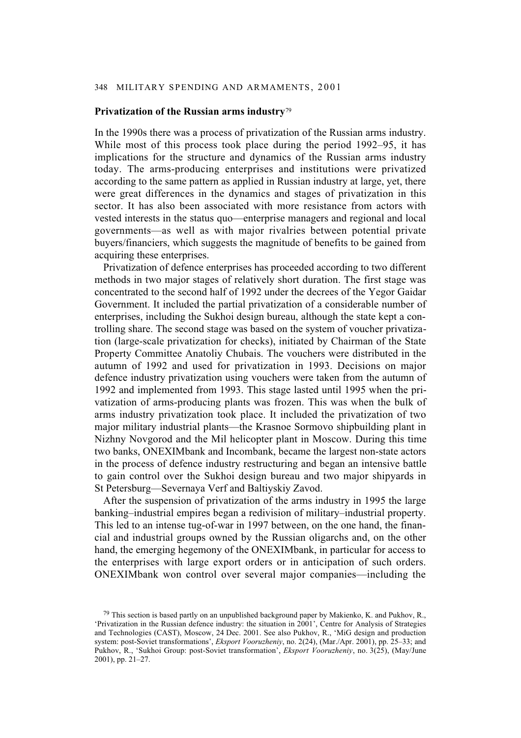### Privatization of the Russian arms industry[79]

In the 1990s there was a process of privatization of the Russian arms industry. While most of this process took place during the period 1992–95, it has implications for the structure and dynamics of the Russian arms industry today. The arms-producing enterprises and institutions were privatized according to the same pattern as applied in Russian industry at large, yet, there were great differences in the dynamics and stages of privatization in this sector. It has also been associated with more resistance from actors with vested interests in the status quo—enterprise managers and regional and local governments—as well as with major rivalries between potential private buyers/financiers, which suggests the magnitude of benefits to be gained from acquiring these enterprises.

Privatization of defence enterprises has proceeded according to two different methods in two major stages of relatively short duration. The first stage was concentrated to the second half of 1992 under the decrees of the Yegor Gaidar Government. It included the partial privatization of a considerable number of enterprises, including the Sukhoi design bureau, although the state kept a controlling share. The second stage was based on the system of voucher privatization (large-scale privatization for checks), initiated by Chairman of the State Property Committee Anatoliy Chubais. The vouchers were distributed in the autumn of 1992 and used for privatization in 1993. Decisions on major defence industry privatization using vouchers were taken from the autumn of 1992 and implemented from 1993. This stage lasted until 1995 when the privatization of arms-producing plants was frozen. This was when the bulk of arms industry privatization took place. It included the privatization of two major military industrial plants—the Krasnoe Sormovo shipbuilding plant in Nizhny Novgorod and the Mil helicopter plant in Moscow. During this time two banks, ONEXIMbank and Incombank, became the largest non-state actors in the process of defence industry restructuring and began an intensive battle to gain control over the Sukhoi design bureau and two major shipyards in St Petersburg—Severnaya Verf and Baltiyskiy Zavod.

After the suspension of privatization of the arms industry in 1995 the large banking–industrial empires began a redivision of military–industrial property. This led to an intense tug-of-war in 1997 between, on the one hand, the financial and industrial groups owned by the Russian oligarchs and, on the other hand, the emerging hegemony of the ONEXIMbank, in particular for access to the enterprises with large export orders or in anticipation of such orders. ONEXIMbank won control over several major companies—including the

[79] This section is based partly on an unpublished background paper by Makienko, K. and Pukhov, R., 'Privatization in the Russian defence industry: the situation in 2001', Centre for Analysis of Strategies and Technologies (CAST), Moscow, 24 Dec. 2001. See also Pukhov, R., 'MiG design and production system: post-Soviet transformations', *Eksport Vooruzheniy*, no. 2(24), (Mar./Apr. 2001), pp. 25–33; and Pukhov, R., 'Sukhoi Group: post-Soviet transformation', *Eksport Vooruzheniy*, no. 3(25), (May/June 2001), pp. 21–27.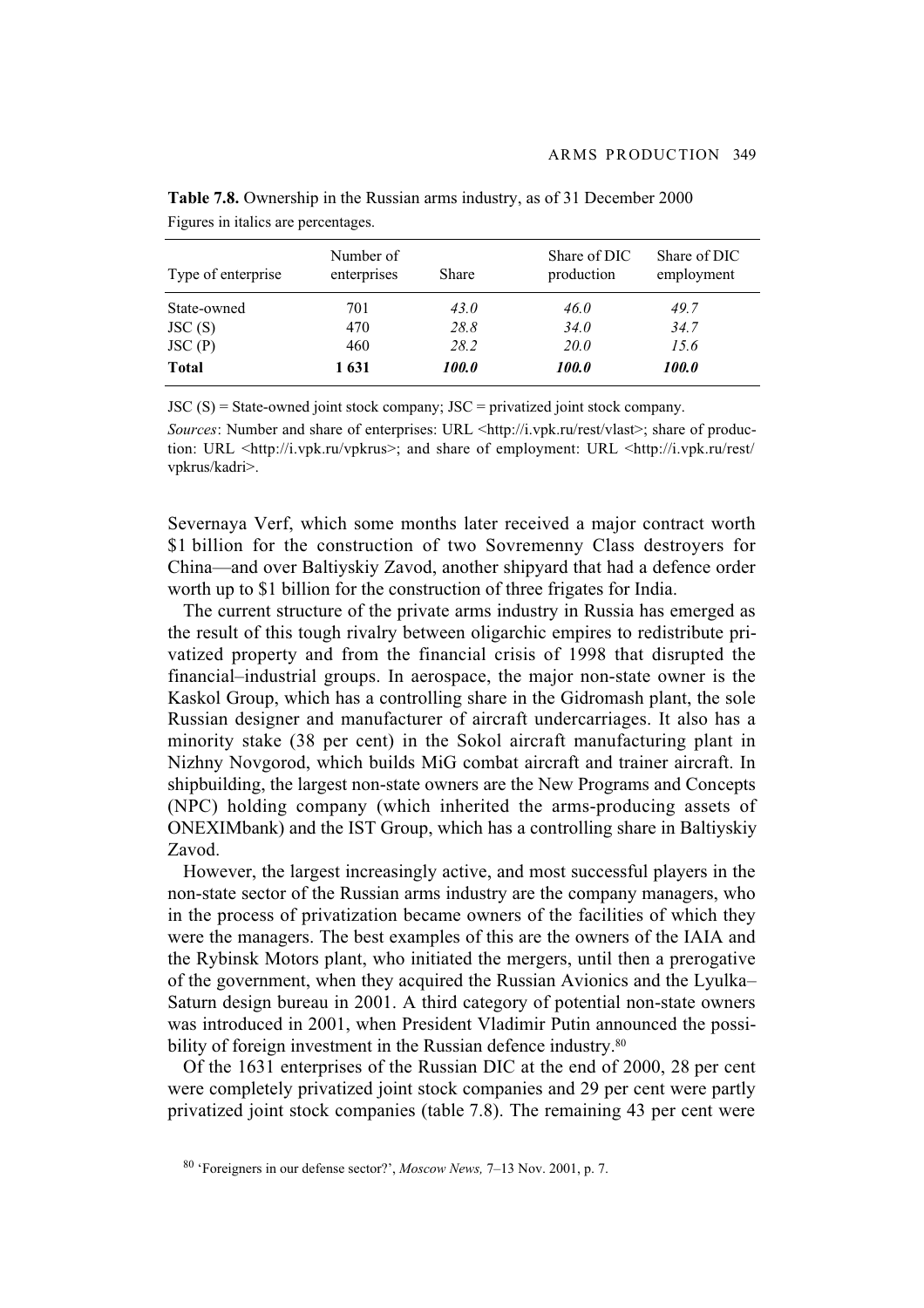**Table 7.8.** Ownership in the Russian arms industry, as of 31 December 2000

Figures in italics are percentages.

| Type of enterprise | Number of enterprises | Share | Share of DIC production | Share of DIC employment |
|---|---|---|---|---|
| State-owned | 701 | *43.0* | *46.0* | *49.7* |
| JSC (S) | 470 | *28.8* | *34.0* | *34.7* |
| JSC (P) | 460 | *28.2* | *20.0* | *15.6* |
| **Total** | **1 631** | ***100.0*** | ***100.0*** | ***100.0*** |

JSC (S) = State-owned joint stock company; JSC = privatized joint stock company.

*Sources*: Number and share of enterprises: URL <http://i.vpk.ru/rest/vlast>; share of production: URL <http://i.vpk.ru/vpkrus>; and share of employment: URL <http://i.vpk.ru/rest/vpkrus/kadri>.

Severnaya Verf, which some months later received a major contract worth $1 billion for the construction of two Sovremenny Class destroyers for China—and over Baltiyskiy Zavod, another shipyard that had a defence order worth up to $1 billion for the construction of three frigates for India.

The current structure of the private arms industry in Russia has emerged as the result of this tough rivalry between oligarchic empires to redistribute privatized property and from the financial crisis of 1998 that disrupted the financial–industrial groups. In aerospace, the major non-state owner is the Kaskol Group, which has a controlling share in the Gidromash plant, the sole Russian designer and manufacturer of aircraft undercarriages. It also has a minority stake (38 per cent) in the Sokol aircraft manufacturing plant in Nizhny Novgorod, which builds MiG combat aircraft and trainer aircraft. In shipbuilding, the largest non-state owners are the New Programs and Concepts (NPC) holding company (which inherited the arms-producing assets of ONEXIMbank) and the IST Group, which has a controlling share in Baltiyskiy Zavod.

However, the largest increasingly active, and most successful players in the non-state sector of the Russian arms industry are the company managers, who in the process of privatization became owners of the facilities of which they were the managers. The best examples of this are the owners of the IAIA and the Rybinsk Motors plant, who initiated the mergers, until then a prerogative of the government, when they acquired the Russian Avionics and the Lyulka–Saturn design bureau in 2001. A third category of potential non-state owners was introduced in 2001, when President Vladimir Putin announced the possibility of foreign investment in the Russian defence industry.[80]

Of the 1631 enterprises of the Russian DIC at the end of 2000, 28 per cent were completely privatized joint stock companies and 29 per cent were partly privatized joint stock companies (table 7.8). The remaining 43 per cent were

[80] 'Foreigners in our defense sector?', *Moscow News,* 7–13 Nov. 2001, p. 7.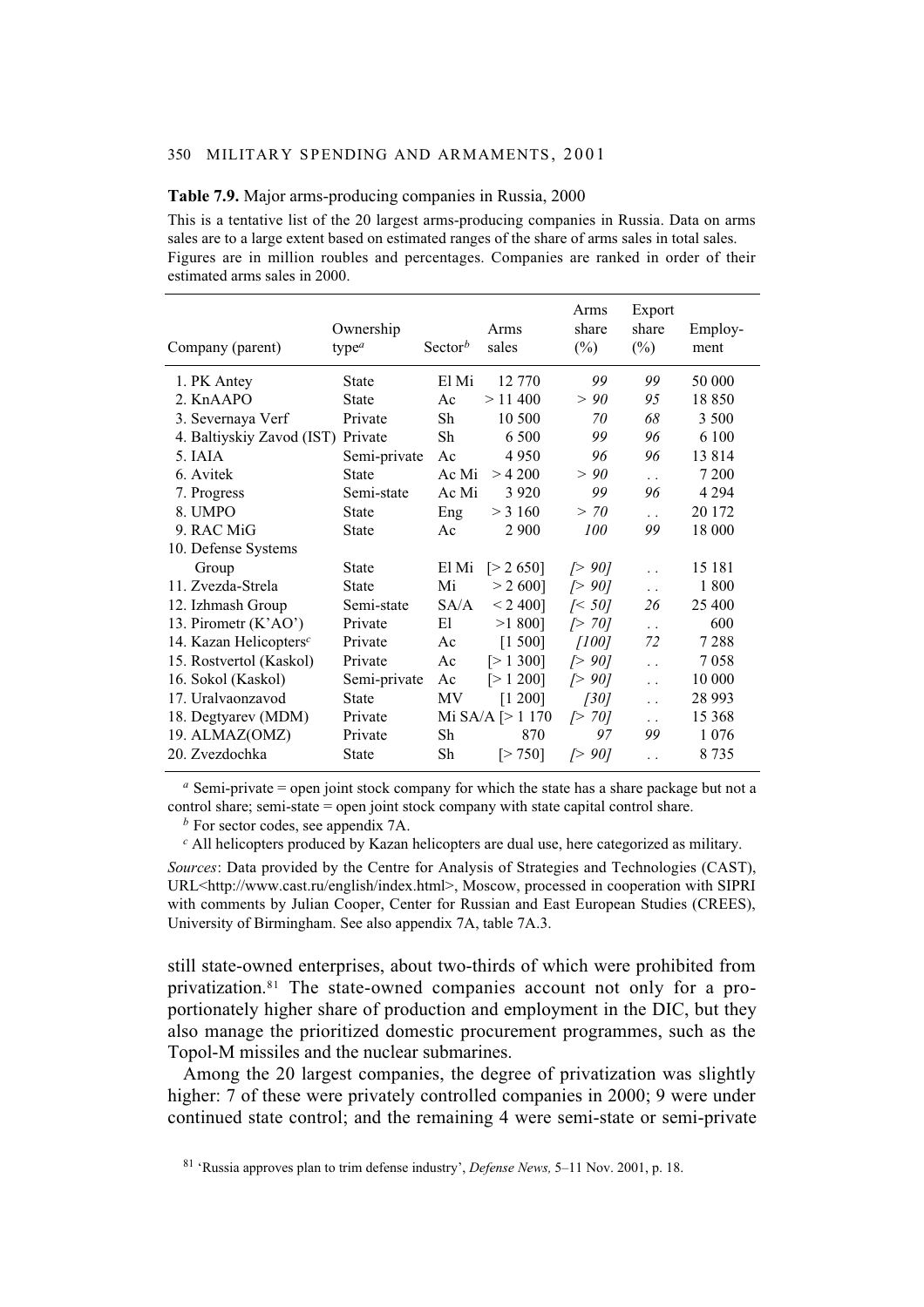**Table 7.9.** Major arms-producing companies in Russia, 2000

This is a tentative list of the 20 largest arms-producing companies in Russia. Data on arms sales are to a large extent based on estimated ranges of the share of arms sales in total sales. Figures are in million roubles and percentages. Companies are ranked in order of their estimated arms sales in 2000.

| Company (parent) | Ownership type[a] | Sector[b] | Arms sales | Arms share (%) | Export share (%) | Employ-ment |
|---|---|---|---|---|---|---|
| 1. PK Antey | State | El Mi | 12 770 | *99* | *99* | 50 000 |
| 2. KnAAPO | State | Ac | > 11 400 | *> 90* | *95* | 18 850 |
| 3. Severnaya Verf | Private | Sh | 10 500 | *70* | *68* | 3 500 |
| 4. Baltiyskiy Zavod (IST) | Private | Sh | 6 500 | *99* | *96* | 6 100 |
| 5. IAIA | Semi-private | Ac | 4 950 | *96* | *96* | 13 814 |
| 6. Avitek | State | Ac Mi | > 4 200 | *> 90* | . . | 7 200 |
| 7. Progress | Semi-state | Ac Mi | 3 920 | *99* | *96* | 4 294 |
| 8. UMPO | State | Eng | > 3 160 | *> 70* | . . | 20 172 |
| 9. RAC MiG | State | Ac | 2 900 | *100* | *99* | 18 000 |
| 10. Defense Systems Group | State | El Mi | [> 2 650] | *[> 90]* | . . | 15 181 |
| 11. Zvezda-Strela | State | Mi | > 2 600] | *[> 90]* | . . | 1 800 |
| 12. Izhmash Group | Semi-state | SA/A | < 2 400] | *[< 50]* | *26* | 25 400 |
| 13. Pirometr (K'AO') | Private | El | >1 800] | *[> 70]* | . . | 600 |
| 14. Kazan Helicopters[c] | Private | Ac | [1 500] | *[100]* | *72* | 7 288 |
| 15. Rostvertol (Kaskol) | Private | Ac | [> 1 300] | *[> 90]* | . . | 7 058 |
| 16. Sokol (Kaskol) | Semi-private | Ac | [> 1 200] | *[> 90]* | . . | 10 000 |
| 17. Uralvaonzavod | State | MV | [1 200] | *[30]* | . . | 28 993 |
| 18. Degtyarev (MDM) | Private | Mi SA/A | [> 1 170 | *[> 70]* | . . | 15 368 |
| 19. ALMAZ(OMZ) | Private | Sh | 870 | *97* | *99* | 1 076 |
| 20. Zvezdochka | State | Sh | [> 750] | *[> 90]* | . . | 8 735 |

[a] Semi-private = open joint stock company for which the state has a share package but not a control share; semi-state = open joint stock company with state capital control share.

[b] For sector codes, see appendix 7A.

[c] All helicopters produced by Kazan helicopters are dual use, here categorized as military.

*Sources*: Data provided by the Centre for Analysis of Strategies and Technologies (CAST), URL<http://www.cast.ru/english/index.html>, Moscow, processed in cooperation with SIPRI with comments by Julian Cooper, Center for Russian and East European Studies (CREES), University of Birmingham. See also appendix 7A, table 7A.3.

still state-owned enterprises, about two-thirds of which were prohibited from privatization.[81] The state-owned companies account not only for a proportionately higher share of production and employment in the DIC, but they also manage the prioritized domestic procurement programmes, such as the Topol-M missiles and the nuclear submarines.

Among the 20 largest companies, the degree of privatization was slightly higher: 7 of these were privately controlled companies in 2000; 9 were under continued state control; and the remaining 4 were semi-state or semi-private

[81] 'Russia approves plan to trim defense industry', *Defense News,* 5–11 Nov. 2001, p. 18.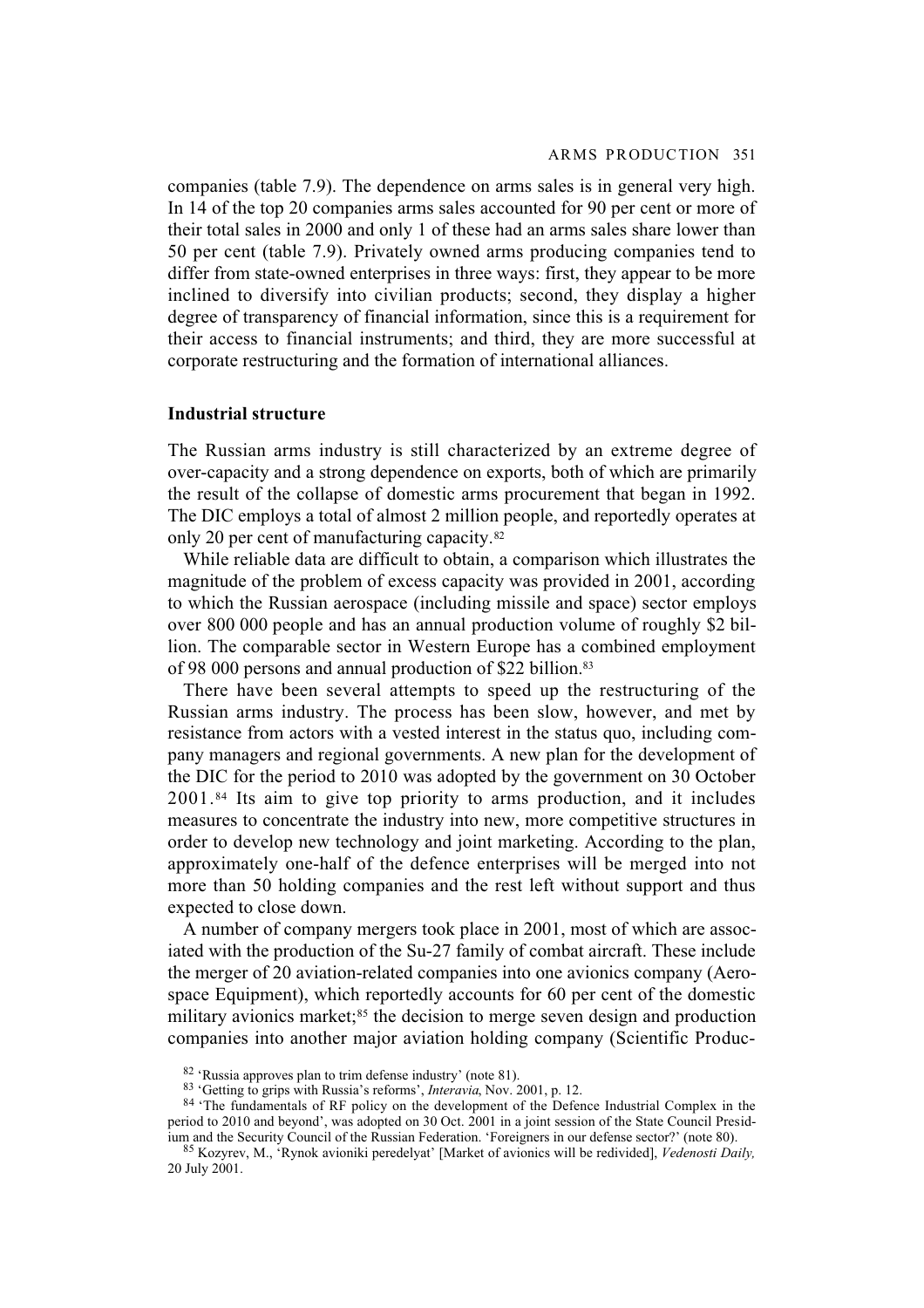companies (table 7.9). The dependence on arms sales is in general very high. In 14 of the top 20 companies arms sales accounted for 90 per cent or more of their total sales in 2000 and only 1 of these had an arms sales share lower than 50 per cent (table 7.9). Privately owned arms producing companies tend to differ from state-owned enterprises in three ways: first, they appear to be more inclined to diversify into civilian products; second, they display a higher degree of transparency of financial information, since this is a requirement for their access to financial instruments; and third, they are more successful at corporate restructuring and the formation of international alliances.

**Industrial structure**

The Russian arms industry is still characterized by an extreme degree of over-capacity and a strong dependence on exports, both of which are primarily the result of the collapse of domestic arms procurement that began in 1992. The DIC employs a total of almost 2 million people, and reportedly operates at only 20 per cent of manufacturing capacity.[82]

While reliable data are difficult to obtain, a comparison which illustrates the magnitude of the problem of excess capacity was provided in 2001, according to which the Russian aerospace (including missile and space) sector employs over 800 000 people and has an annual production volume of roughly $2 billion. The comparable sector in Western Europe has a combined employment of 98 000 persons and annual production of $22 billion.[83]

There have been several attempts to speed up the restructuring of the Russian arms industry. The process has been slow, however, and met by resistance from actors with a vested interest in the status quo, including company managers and regional governments. A new plan for the development of the DIC for the period to 2010 was adopted by the government on 30 October 2001.[84] Its aim to give top priority to arms production, and it includes measures to concentrate the industry into new, more competitive structures in order to develop new technology and joint marketing. According to the plan, approximately one-half of the defence enterprises will be merged into not more than 50 holding companies and the rest left without support and thus expected to close down.

A number of company mergers took place in 2001, most of which are associated with the production of the Su-27 family of combat aircraft. These include the merger of 20 aviation-related companies into one avionics company (Aerospace Equipment), which reportedly accounts for 60 per cent of the domestic military avionics market;[85] the decision to merge seven design and production companies into another major aviation holding company (Scientific Produc-

[82] 'Russia approves plan to trim defense industry' (note 81).

[83] 'Getting to grips with Russia's reforms', *Interavia*, Nov. 2001, p. 12.

[84] 'The fundamentals of RF policy on the development of the Defence Industrial Complex in the period to 2010 and beyond', was adopted on 30 Oct. 2001 in a joint session of the State Council Presidium and the Security Council of the Russian Federation. 'Foreigners in our defense sector?' (note 80).

[85] Kozyrev, M., 'Rynok avioniki peredelyat' [Market of avionics will be redivided], *Vedenosti Daily,* 20 July 2001.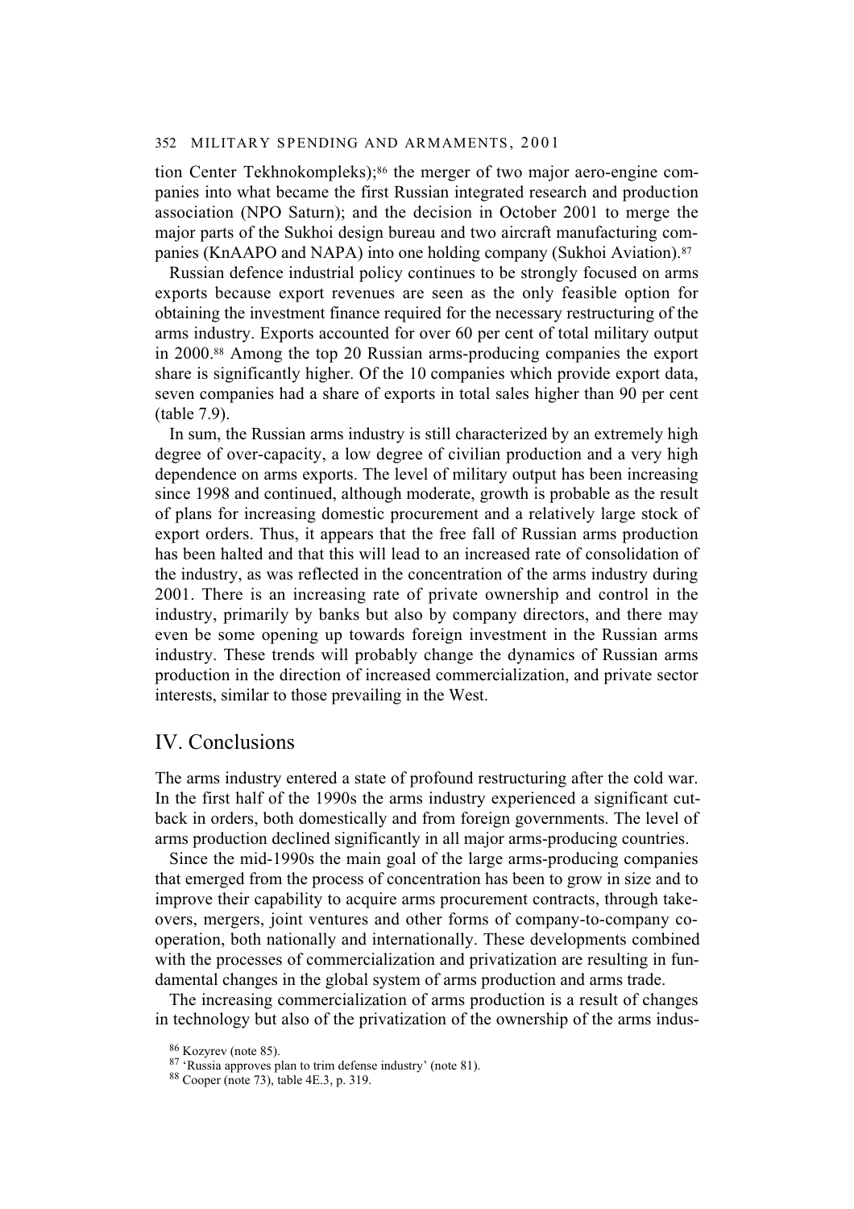tion Center Tekhnokompleks);[86] the merger of two major aero-engine companies into what became the first Russian integrated research and production association (NPO Saturn); and the decision in October 2001 to merge the major parts of the Sukhoi design bureau and two aircraft manufacturing companies (KnAAPO and NAPA) into one holding company (Sukhoi Aviation).[87]

Russian defence industrial policy continues to be strongly focused on arms exports because export revenues are seen as the only feasible option for obtaining the investment finance required for the necessary restructuring of the arms industry. Exports accounted for over 60 per cent of total military output in 2000.[88] Among the top 20 Russian arms-producing companies the export share is significantly higher. Of the 10 companies which provide export data, seven companies had a share of exports in total sales higher than 90 per cent (table 7.9).

In sum, the Russian arms industry is still characterized by an extremely high degree of over-capacity, a low degree of civilian production and a very high dependence on arms exports. The level of military output has been increasing since 1998 and continued, although moderate, growth is probable as the result of plans for increasing domestic procurement and a relatively large stock of export orders. Thus, it appears that the free fall of Russian arms production has been halted and that this will lead to an increased rate of consolidation of the industry, as was reflected in the concentration of the arms industry during 2001. There is an increasing rate of private ownership and control in the industry, primarily by banks but also by company directors, and there may even be some opening up towards foreign investment in the Russian arms industry. These trends will probably change the dynamics of Russian arms production in the direction of increased commercialization, and private sector interests, similar to those prevailing in the West.

## IV. Conclusions

The arms industry entered a state of profound restructuring after the cold war. In the first half of the 1990s the arms industry experienced a significant cutback in orders, both domestically and from foreign governments. The level of arms production declined significantly in all major arms-producing countries.

Since the mid-1990s the main goal of the large arms-producing companies that emerged from the process of concentration has been to grow in size and to improve their capability to acquire arms procurement contracts, through takeovers, mergers, joint ventures and other forms of company-to-company cooperation, both nationally and internationally. These developments combined with the processes of commercialization and privatization are resulting in fundamental changes in the global system of arms production and arms trade.

The increasing commercialization of arms production is a result of changes in technology but also of the privatization of the ownership of the arms indus-

[86] Kozyrev (note 85).

[87] 'Russia approves plan to trim defense industry' (note 81).

[88] Cooper (note 73), table 4E.3, p. 319.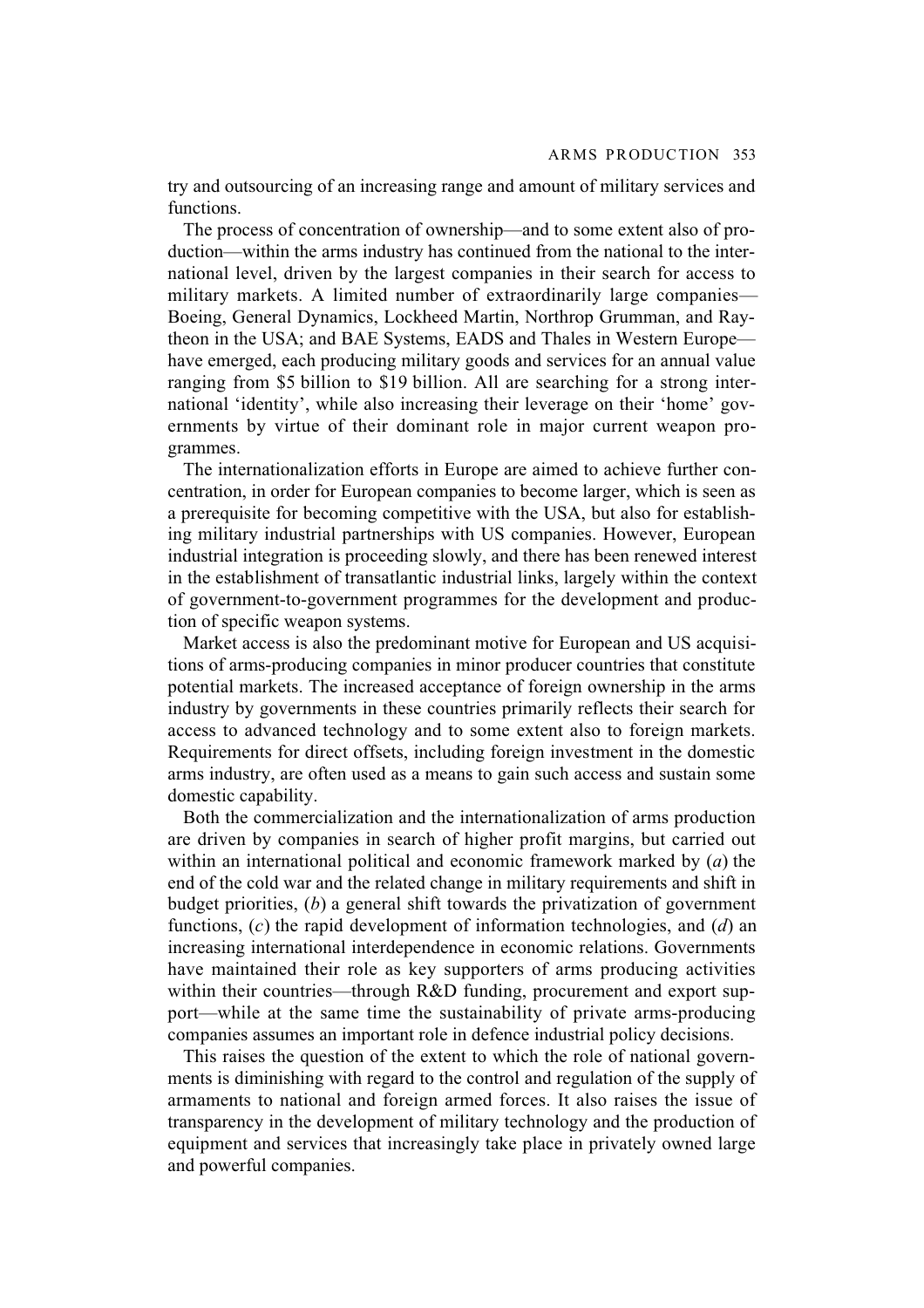try and outsourcing of an increasing range and amount of military services and functions.

The process of concentration of ownership—and to some extent also of production—within the arms industry has continued from the national to the international level, driven by the largest companies in their search for access to military markets. A limited number of extraordinarily large companies—Boeing, General Dynamics, Lockheed Martin, Northrop Grumman, and Raytheon in the USA; and BAE Systems, EADS and Thales in Western Europe—have emerged, each producing military goods and services for an annual value ranging from \$5 billion to \$19 billion. All are searching for a strong international 'identity', while also increasing their leverage on their 'home' governments by virtue of their dominant role in major current weapon programmes.

The internationalization efforts in Europe are aimed to achieve further concentration, in order for European companies to become larger, which is seen as a prerequisite for becoming competitive with the USA, but also for establishing military industrial partnerships with US companies. However, European industrial integration is proceeding slowly, and there has been renewed interest in the establishment of transatlantic industrial links, largely within the context of government-to-government programmes for the development and production of specific weapon systems.

Market access is also the predominant motive for European and US acquisitions of arms-producing companies in minor producer countries that constitute potential markets. The increased acceptance of foreign ownership in the arms industry by governments in these countries primarily reflects their search for access to advanced technology and to some extent also to foreign markets. Requirements for direct offsets, including foreign investment in the domestic arms industry, are often used as a means to gain such access and sustain some domestic capability.

Both the commercialization and the internationalization of arms production are driven by companies in search of higher profit margins, but carried out within an international political and economic framework marked by (*a*) the end of the cold war and the related change in military requirements and shift in budget priorities, (*b*) a general shift towards the privatization of government functions, (*c*) the rapid development of information technologies, and (*d*) an increasing international interdependence in economic relations. Governments have maintained their role as key supporters of arms producing activities within their countries—through R&D funding, procurement and export support—while at the same time the sustainability of private arms-producing companies assumes an important role in defence industrial policy decisions.

This raises the question of the extent to which the role of national governments is diminishing with regard to the control and regulation of the supply of armaments to national and foreign armed forces. It also raises the issue of transparency in the development of military technology and the production of equipment and services that increasingly take place in privately owned large and powerful companies.